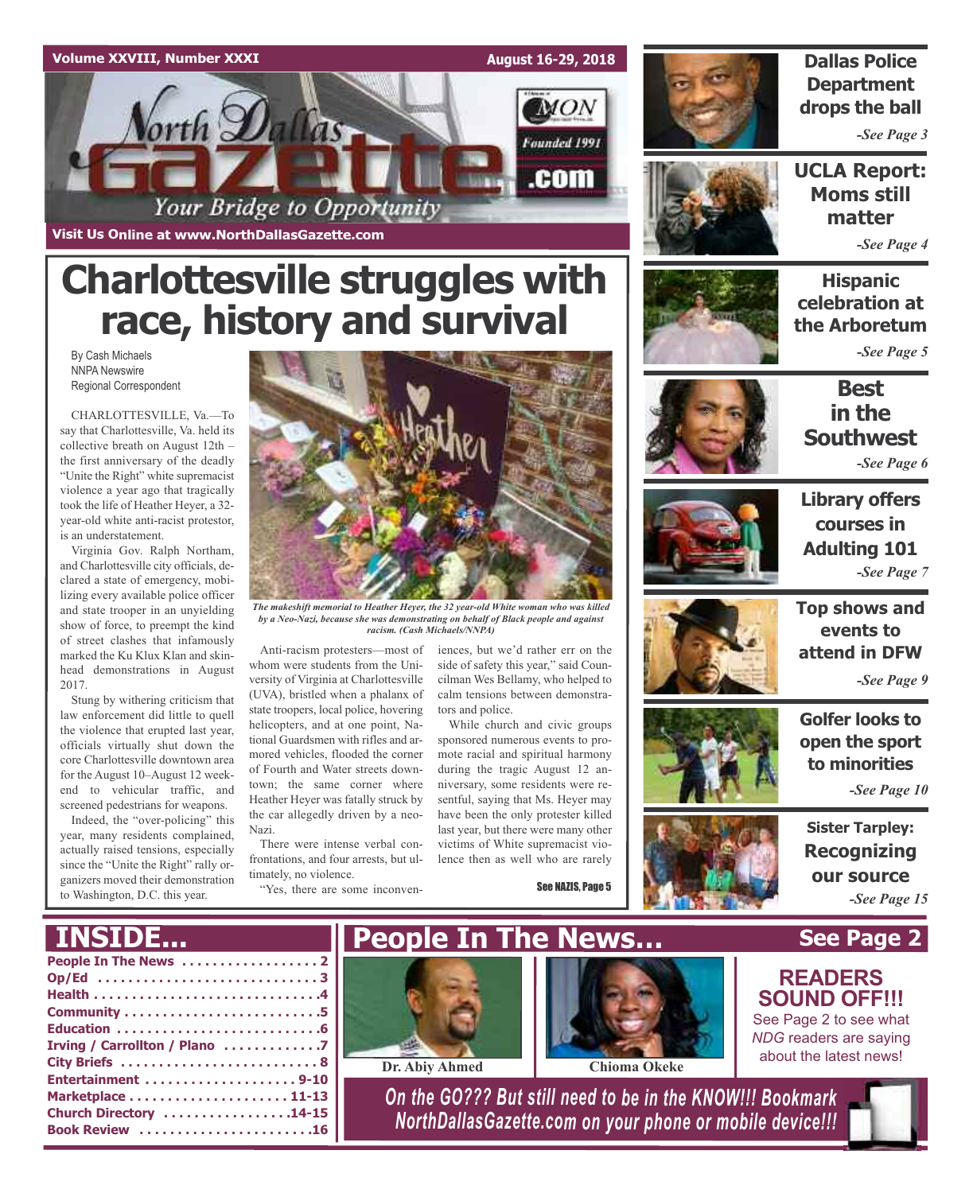Volume XXVIII, Number XXXI — August 16-29, 2018

# North Dallas Gazette

Founded 1991

*Your Bridge to Opportunity*

Visit Us Online at www.NorthDallasGazette.com

# Charlottesville struggles with race, history and survival

By Cash Michaels
NNPA Newswire
Regional Correspondent

CHARLOTTESVILLE, Va.—To say that Charlottesville, Va. held its collective breath on August 12th – the first anniversary of the deadly "Unite the Right" white supremacist violence a year ago that tragically took the life of Heather Heyer, a 32-year-old white anti-racist protestor, is an understatement.

Virginia Gov. Ralph Northam, and Charlottesville city officials, declared a state of emergency, mobilizing every available police officer and state trooper in an unyielding show of force, to preempt the kind of street clashes that infamously marked the Ku Klux Klan and skinhead demonstrations in August 2017.

Stung by withering criticism that law enforcement did little to quell the violence that erupted last year, officials virtually shut down the core Charlottesville downtown area for the August 10–August 12 weekend to vehicular traffic, and screened pedestrians for weapons.

Indeed, the "over-policing" this year, many residents complained, actually raised tensions, especially since the "Unite the Right" rally organizers moved their demonstration to Washington, D.C. this year.

*The makeshift memorial to Heather Heyer, the 32 year-old White woman who was killed by a Neo-Nazi, because she was demonstrating on behalf of Black people and against racism. (Cash Michaels/NNPA)*

Anti-racism protesters—most of whom were students from the University of Virginia at Charlottesville (UVA), bristled when a phalanx of state troopers, local police, hovering helicopters, and at one point, National Guardsmen with rifles and armored vehicles, flooded the corner of Fourth and Water streets downtown; the same corner where Heather Heyer was fatally struck by the car allegedly driven by a neo-Nazi.

There were intense verbal confrontations, and four arrests, but ultimately, no violence.

"Yes, there are some inconveniences, but we'd rather err on the side of safety this year," said Councilman Wes Bellamy, who helped to calm tensions between demonstrators and police.

While church and civic groups sponsored numerous events to promote racial and spiritual harmony during the tragic August 12 anniversary, some residents were resentful, saying that Ms. Heyer may have been the only protester killed last year, but there were many other victims of White supremacist violence then as well who are rarely

See NAZIS, Page 5

---

**Dallas Police Department drops the ball** *-See Page 3*

**UCLA Report: Moms still matter** *-See Page 4*

**Hispanic celebration at the Arboretum** *-See Page 5*

**Best in the Southwest** *-See Page 6*

**Library offers courses in Adulting 101** *-See Page 7*

**Top shows and events to attend in DFW** *-See Page 9*

**Golfer looks to open the sport to minorities** *-See Page 10*

**Sister Tarpley: Recognizing our source** *-See Page 15*

---

## INSIDE...

- People In The News . . . . . . . . . . 2
- Op/Ed . . . . . . . . . . 3
- Health . . . . . . . . . . 4
- Community . . . . . . . . . . 5
- Education . . . . . . . . . . 6
- Irving / Carrollton / Plano . . . . . . . . . . 7
- City Briefs . . . . . . . . . . 8
- Entertainment . . . . . . . . . . 9-10
- Marketplace . . . . . . . . . . 11-13
- Church Directory . . . . . . . . . . 14-15
- Book Review . . . . . . . . . . 16

## People In The News... See Page 2

Dr. Abiy Ahmed

Chioma Okeke

**READERS SOUND OFF!!!**
See Page 2 to see what *NDG* readers are saying about the latest news!

*On the GO??? But still need to be in the KNOW!!! Bookmark NorthDallasGazette.com on your phone or mobile device!!!*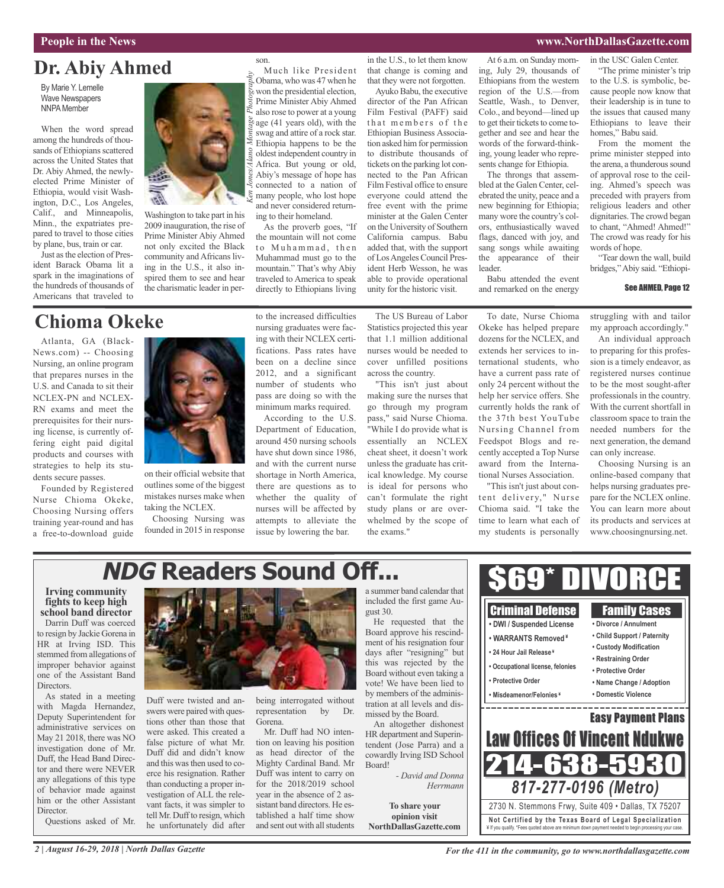# Dr. Abiy Ahmed

By Marie Y. Lemelle
Wave Newspapers
NNPA Member

When the word spread among the hundreds of thousands of Ethiopians scattered across the United States that Dr. Abiy Ahmed, the newly-elected Prime Minister of Ethiopia, would visit Washington, D.C., Los Angeles, Calif., and Minneapolis, Minn., the expatriates prepared to travel to those cities by plane, bus, train or car.

Just as the election of President Barack Obama lit a spark in the imaginations of the hundreds of thousands of Americans that traveled to Washington to take part in his 2009 inauguration, the rise of Prime Minister Abiy Ahmed not only excited the Black community and Africans living in the U.S., it also inspired them to see and hear the charismatic leader in person.

*Ken Jones/Alano Montage Photography*

Much like President Obama, who was 47 when he won the presidential election, Prime Minister Abiy Ahmed also rose to power at a young age (41 years old), with the swag and attire of a rock star. Ethiopia happens to be the oldest independent country in Africa. But young or old, Abiy's message of hope has connected to a nation of many people, who lost hope and never considered returning to their homeland.

As the proverb goes, "If the mountain will not come to Muhammad, then Muhammad must go to the mountain." That's why Abiy traveled to America to speak directly to Ethiopians living in the U.S., to let them know that change is coming and that they were not forgotten.

Ayuko Babu, the executive director of the Pan African Film Festival (PAFF) said that members of the Ethiopian Business Association asked him for permission to distribute thousands of tickets on the parking lot connected to the Pan African Film Festival office to ensure everyone could attend the free event with the prime minister at the Galen Center on the University of Southern California campus. Babu added that, with the support of Los Angeles Council President Herb Wesson, he was able to provide operational unity for the historic visit.

At 6 a.m. on Sunday morning, July 29, thousands of Ethiopians from the western region of the U.S.—from Seattle, Wash., to Denver, Colo., and beyond—lined up to get their tickets to come together and see and hear the words of the forward-thinking, young leader who represents change for Ethiopia.

The throngs that assembled at the Galen Center, celebrated the unity, peace and a new beginning for Ethiopia; many wore the country's colors, enthusiastically waved flags, danced with joy, and sang songs while awaiting the appearance of their leader.

Babu attended the event and remarked on the energy in the USC Galen Center.

"The prime minister's trip to the U.S. is symbolic, because people now know that their leadership is in tune to the issues that caused many Ethiopians to leave their homes," Babu said.

From the moment the prime minister stepped into the arena, a thunderous sound of approval rose to the ceiling. Ahmed's speech was preceded with prayers from religious leaders and other dignitaries. The crowd began to chant, "Ahmed! Ahmed!" The crowd was ready for his words of hope.

"Tear down the wall, build bridges," Abiy said. "Ethiopi-

**See AHMED, Page 12**

# Chioma Okeke

Atlanta, GA (BlackNews.com) -- Choosing Nursing, an online program that prepares nurses in the U.S. and Canada to sit their NCLEX-PN and NCLEX-RN exams and meet the prerequisites for their nursing license, is currently offering eight paid digital products and courses with strategies to help its students secure passes.

Founded by Registered Nurse Chioma Okeke, Choosing Nursing offers training year-round and has a free-to-download guide on their official website that outlines some of the biggest mistakes nurses make when taking the NCLEX.

Choosing Nursing was founded in 2015 in response to the increased difficulties nursing graduates were facing with their NCLEX certifications. Pass rates have been on a decline since 2012, and a significant number of students who pass are doing so with the minimum marks required.

According to the U.S. Department of Education, around 450 nursing schools have shut down since 1986, and with the current nurse shortage in North America, there are questions as to whether the quality of nurses will be affected by attempts to alleviate the issue by lowering the bar.

The US Bureau of Labor Statistics projected this year that 1.1 million additional nurses would be needed to cover unfilled positions across the country.

"This isn't just about making sure the nurses that go through my program pass," said Nurse Chioma. "While I do provide what is essentially an NCLEX cheat sheet, it doesn't work unless the graduate has critical knowledge. My course is ideal for persons who can't formulate the right study plans or are overwhelmed by the scope of the exams."

To date, Nurse Chioma Okeke has helped prepare dozens for the NCLEX, and extends her services to international students, who have a current pass rate of only 24 percent without the help her service offers. She currently holds the rank of the 37th best YouTube Nursing Channel from Feedspot Blogs and recently accepted a Top Nurse award from the International Nurses Association.

"This isn't just about content delivery," Nurse Chioma said. "I take the time to learn what each of my students is personally struggling with and tailor my approach accordingly."

An individual approach to preparing for this profession is a timely endeavor, as registered nurses continue to be the most sought-after professionals in the country. With the current shortfall in classroom space to train the needed numbers for the next generation, the demand can only increase.

Choosing Nursing is an online-based company that helps nursing graduates prepare for the NCLEX online. You can learn more about its products and services at www.choosingnursing.net.

# *NDG* Readers Sound Off...

### Irving community fights to keep high school band director

Darrin Duff was coerced to resign by Jackie Gorena in HR at Irving ISD. This stemmed from allegations of improper behavior against one of the Assistant Band Directors.

As stated in a meeting with Magda Hernandez, Deputy Superintendent for administrative services on May 21 2018, there was NO investigation done of Mr. Duff, the Head Band Director and there were NEVER any allegations of this type of behavior made against him or the other Assistant Director.

Questions asked of Mr. Duff were twisted and answers were paired with questions other than those that were asked. This created a false picture of what Mr. Duff did and didn't know and this was then used to coerce his resignation. Rather than conducting a proper investigation of ALL the relevant facts, it was simpler to tell Mr. Duff to resign, which he unfortunately did after being interrogated without representation by Dr. Gorena.

Mr. Duff had NO intention on leaving his position as head director of the Mighty Cardinal Band. Mr Duff was intent to carry on for the 2018/2019 school year in the absence of 2 assistant band directors. He established a half time show and sent out with all students a summer band calendar that included the first game August 30.

He requested that the Board approve his rescindment of his resignation four days after "resigning" but this was rejected by the Board without even taking a vote! We have been lied to by members of the administration at all levels and dismissed by the Board.

An altogether dishonest HR department and Superintendent (Jose Parra) and a cowardly Irving ISD School Board!

*- David and Donna Herrmann*

**To share your opinion visit NorthDallasGazette.com**

**$69\* DIVORCE**

**Criminal Defense**
- DWI / Suspended License
- WARRANTS Removed ¥
- 24 Hour Jail Release ¥
- Occupational license, felonies
- Protective Order
- Misdemeanor/Felonies ¥

**Family Cases**
- Divorce / Annulment
- Child Support / Paternity
- Custody Modification
- Restraining Order
- Protective Order
- Name Change / Adoption
- Domestic Violence

**Easy Payment Plans**

**Law Offices Of Vincent Ndukwe**

**214-638-5930**

***817-277-0196 (Metro)***

2730 N. Stemmons Frwy, Suite 409 • Dallas, TX 75207

**Not Certified by the Texas Board of Legal Specialization**
¥ If you qualify. \*Fees quoted above are minimum down payment needed to begin processing your case.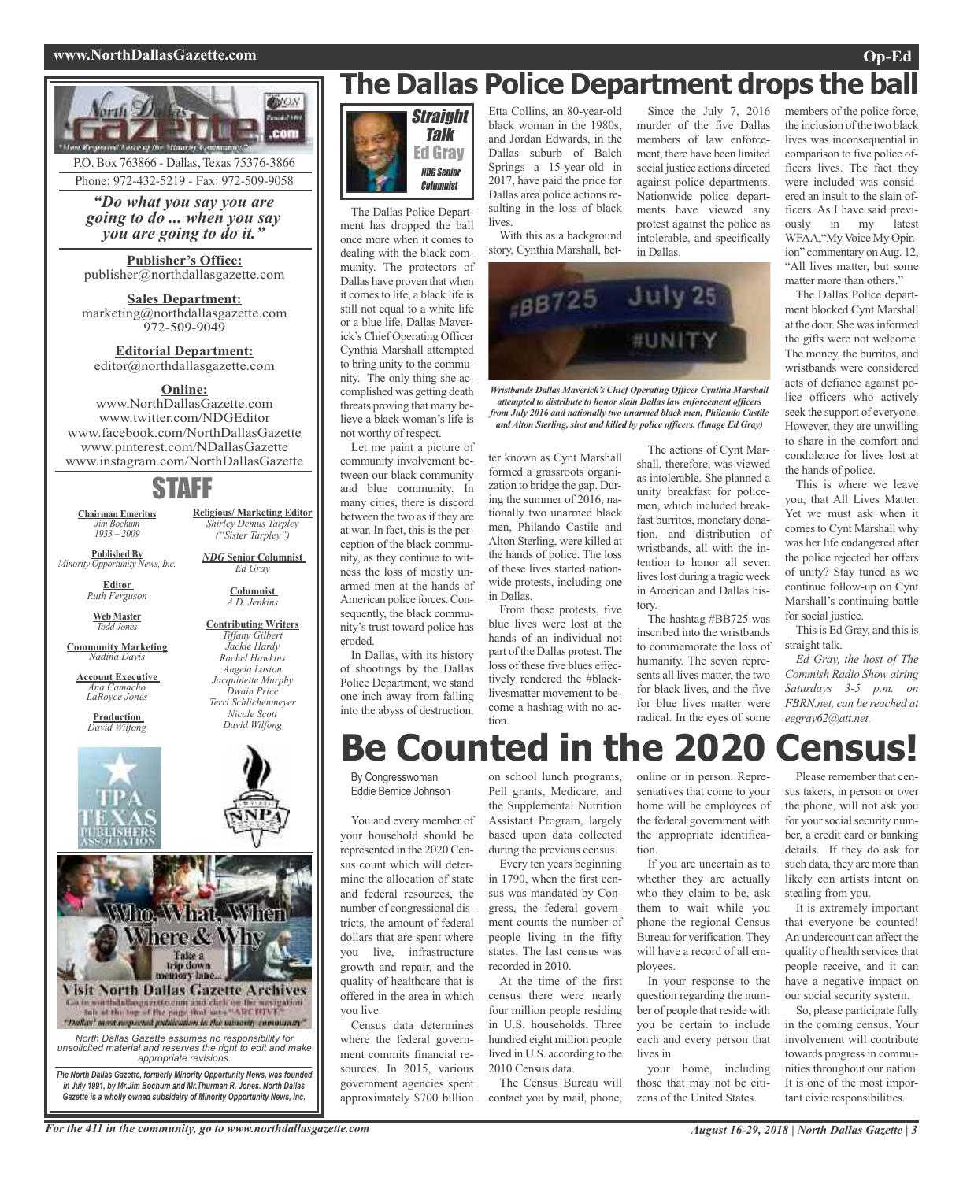P.O. Box 763866 - Dallas, Texas 75376-3866

Phone: 972-432-5219 - Fax: 972-509-9058

*"Do what you say you are going to do ... when you say you are going to do it."*

**Publisher's Office:**
publisher@northdallasgazette.com

**Sales Department:**
marketing@northdallasgazette.com
972-509-9049

**Editorial Department:**
editor@northdallasgazette.com

**Online:**
www.NorthDallasGazette.com
www.twitter.com/NDGEditor
www.facebook.com/NorthDallasGazette
www.pinterest.com/NDallasGazette
www.instagram.com/NorthDallasGazette

## STAFF

**Chairman Emeritus**
*Jim Bochum 1933 – 2009*

**Published By**
*Minority Opportunity News, Inc.*

**Editor**
*Ruth Ferguson*

**Web Master**
*Todd Jones*

**Community Marketing**
*Nadina Davis*

**Account Executive**
*Ana Camacho*
*LaRoyce Jones*

**Production**
*David Wilfong*

**Religious/ Marketing Editor**
*Shirley Demus Tarpley ("Sister Tarpley")*

***NDG* Senior Columnist**
*Ed Gray*

**Columnist**
*A.D. Jenkins*

**Contributing Writers**
*Tiffany Gilbert*
*Jackie Hardy*
*Rachel Hawkins*
*Angela Loston*
*Jacquinette Murphy*
*Dwain Price*
*Terri Schlichenmeyer*
*Nicole Scott*
*David Wilfong*

Who, What, When Where & Why
Take a trip down memory lane...
Visit North Dallas Gazette Archives
Go to northdallasgazette.com and click on the navigation tab at the top of the page that says "ARCHIVE"
"Dallas' most respected publication in the minority community"

*North Dallas Gazette assumes no responsibility for unsolicited material and reserves the right to edit and make appropriate revisions.*

***The North Dallas Gazette, formerly Minority Opportunity News, was founded in July 1991, by Mr.Jim Bochum and Mr.Thurman R. Jones. North Dallas Gazette is a wholly owned subsidairy of Minority Opportunity News, Inc.***

# The Dallas Police Department drops the ball

**Straight Talk**
**Ed Gray**
*NDG Senior Columnist*

The Dallas Police Department has dropped the ball once more when it comes to dealing with the black community. The protectors of Dallas have proven that when it comes to life, a black life is still not equal to a white life or a blue life. Dallas Maverick's Chief Operating Officer Cynthia Marshall attempted to bring unity to the community. The only thing she accomplished was getting death threats proving that many believe a black woman's life is not worthy of respect.

Let me paint a picture of community involvement between our black community and blue community. In many cities, there is discord between the two as if they are at war. In fact, this is the perception of the black community, as they continue to witness the loss of mostly unarmed men at the hands of American police forces. Consequently, the black community's trust toward police has eroded.

In Dallas, with its history of shootings by the Dallas Police Department, we stand one inch away from falling into the abyss of destruction. Etta Collins, an 80-year-old black woman in the 1980s; and Jordan Edwards, in the Dallas suburb of Balch Springs a 15-year-old in 2017, have paid the price for Dallas area police actions resulting in the loss of black lives.

With this as a background story, Cynthia Marshall, better known as Cynt Marshall formed a grassroots organization to bridge the gap. During the summer of 2016, nationally two unarmed black men, Philando Castile and Alton Sterling, were killed at the hands of police. The loss of these lives started nationwide protests, including one in Dallas.

From these protests, five blue lives were lost at the hands of an individual not part of the Dallas protest. The loss of these five blues effectively rendered the #blacklivesmatter movement to become a hashtag with no action.

Since the July 7, 2016 murder of the five Dallas members of law enforcement, there have been limited social justice actions directed against police departments. Nationwide police departments have viewed any protest against the police as intolerable, and specifically in Dallas.

*Wristbands Dallas Maverick's Chief Operating Officer Cynthia Marshall attempted to distribute to honor slain Dallas law enforcement officers from July 2016 and nationally two unarmed black men, Philando Castile and Alton Sterling, shot and killed by police officers. (Image Ed Gray)*

The actions of Cynt Marshall, therefore, was viewed as intolerable. She planned a unity breakfast for policemen, which included breakfast burritos, monetary donation, and distribution of wristbands, all with the intention to honor all seven lives lost during a tragic week in American and Dallas history.

The hashtag #BB725 was inscribed into the wristbands to commemorate the loss of humanity. The seven represents all lives matter, the two for black lives, and the five for blue lives matter were radical. In the eyes of some members of the police force, the inclusion of the two black lives was inconsequential in comparison to five police officers lives. The fact they were included was considered an insult to the slain officers. As I have said previously in my latest WFAA,"My Voice My Opinion" commentary on Aug. 12, "All lives matter, but some matter more than others."

The Dallas Police department blocked Cynt Marshall at the door. She was informed the gifts were not welcome. The money, the burritos, and wristbands were considered acts of defiance against police officers who actively seek the support of everyone. However, they are unwilling to share in the comfort and condolence for lives lost at the hands of police.

This is where we leave you, that All Lives Matter. Yet we must ask when it comes to Cynt Marshall why was her life endangered after the police rejected her offers of unity? Stay tuned as we continue follow-up on Cynt Marshall's continuing battle for social justice.

This is Ed Gray, and this is straight talk.

*Ed Gray, the host of The Commish Radio Show airing Saturdays 3-5 p.m. on FBRN.net, can be reached at eegray62@att.net.*

# Be Counted in the 2020 Census!

By Congresswoman Eddie Bernice Johnson

You and every member of your household should be represented in the 2020 Census count which will determine the allocation of state and federal resources, the number of congressional districts, the amount of federal dollars that are spent where you live, infrastructure growth and repair, and the quality of healthcare that is offered in the area in which you live.

Census data determines where the federal government commits financial resources. In 2015, various government agencies spent approximately $700 billion on school lunch programs, Pell grants, Medicare, and the Supplemental Nutrition Assistant Program, largely based upon data collected during the previous census.

Every ten years beginning in 1790, when the first census was mandated by Congress, the federal government counts the number of people living in the fifty states. The last census was recorded in 2010.

At the time of the first census there were nearly four million people residing in U.S. households. Three hundred eight million people lived in U.S. according to the 2010 Census data.

The Census Bureau will contact you by mail, phone, online or in person. Representatives that come to your home will be employees of the federal government with the appropriate identification.

If you are uncertain as to whether they are actually who they claim to be, ask them to wait while you phone the regional Census Bureau for verification. They will have a record of all employees.

In your response to the question regarding the number of people that reside with you be certain to include each and every person that lives in your home, including those that may not be citizens of the United States.

Please remember that census takers, in person or over the phone, will not ask you for your social security number, a credit card or banking details. If they do ask for such data, they are more than likely con artists intent on stealing from you.

It is extremely important that everyone be counted! An undercount can affect the quality of health services that people receive, and it can have a negative impact on our social security system.

So, please participate fully in the coming census. Your involvement will contribute towards progress in communities throughout our nation. It is one of the most important civic responsibilities.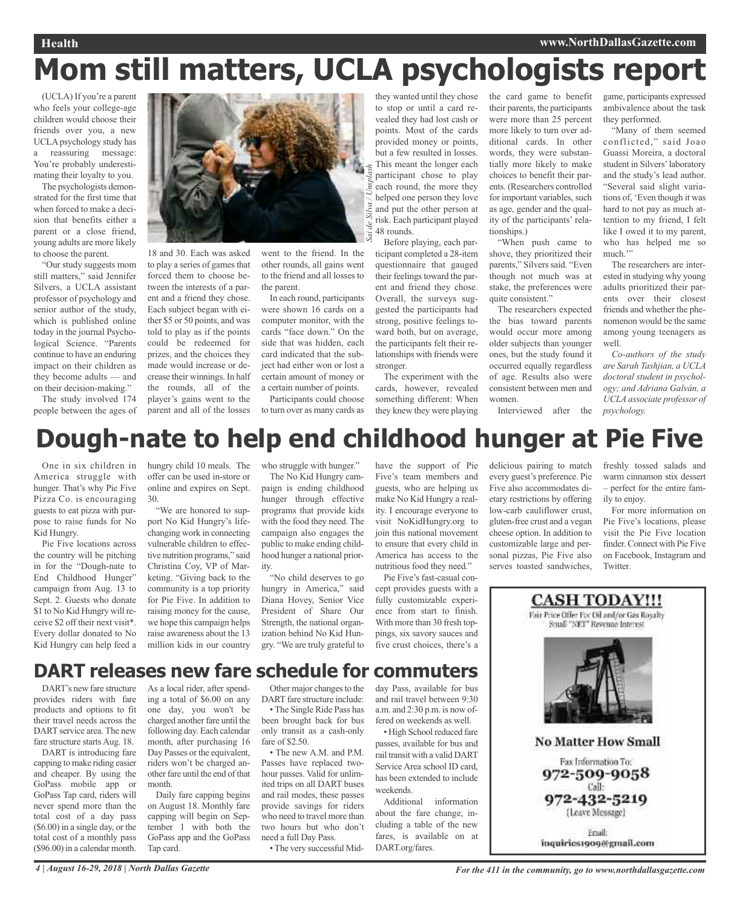# Mom still matters, UCLA psychologists report

(UCLA) If you're a parent who feels your college-age children would choose their friends over you, a new UCLA psychology study has a reassuring message: You're probably underestimating their loyalty to you.

The psychologists demonstrated for the first time that when forced to make a decision that benefits either a parent or a close friend, young adults are more likely to choose the parent.

"Our study suggests mom still matters," said Jennifer Silvers, a UCLA assistant professor of psychology and senior author of the study, which is published online today in the journal Psychological Science. "Parents continue to have an enduring impact on their children as they become adults — and on their decision-making."

The study involved 174 people between the ages of 18 and 30. Each was asked to play a series of games that forced them to choose between the interests of a parent and a friend they chose. Each subject began with either $5 or 50 points, and was told to play as if the points could be redeemed for prizes, and the choices they made would increase or decrease their winnings. In half the rounds, all of the player's gains went to the parent and all of the losses went to the friend. In the other rounds, all gains went to the friend and all losses to the parent.

In each round, participants were shown 16 cards on a computer monitor, with the cards "face down." On the side that was hidden, each card indicated that the subject had either won or lost a certain amount of money or a certain number of points.

Participants could choose to turn over as many cards as they wanted until they chose to stop or until a card revealed they had lost cash or points. Most of the cards provided money or points, but a few resulted in losses. This meant the longer each participant chose to play each round, the more they helped one person they love and put the other person at risk. Each participant played 48 rounds.

Before playing, each participant completed a 28-item questionnaire that gauged their feelings toward the parent and friend they chose. Overall, the surveys suggested the participants had strong, positive feelings toward both, but on average, the participants felt their relationships with friends were stronger.

The experiment with the cards, however, revealed something different: When they knew they were playing the card game to benefit their parents, the participants were more than 25 percent more likely to turn over additional cards. In other words, they were substantially more likely to make choices to benefit their parents. (Researchers controlled for important variables, such as age, gender and the quality of the participants' relationships.)

"When push came to shove, they prioritized their parents," Silvers said. "Even though not much was at stake, the preferences were quite consistent."

The researchers expected the bias toward parents would occur more among older subjects than younger ones, but the study found it occurred equally regardless of age. Results also were consistent between men and women.

Interviewed after the game, participants expressed ambivalence about the task they performed.

"Many of them seemed conflicted," said Joao Guassi Moreira, a doctoral student in Silvers' laboratory and the study's lead author. "Several said slight variations of, 'Even though it was hard to not pay as much attention to my friend, I felt like I owed it to my parent, who has helped me so much.'"

The researchers are interested in studying why young adults prioritized their parents over their closest friends and whether the phenomenon would be the same among young teenagers as well.

*Co-authors of the study are Sarah Tashjian, a UCLA doctoral student in psychology; and Adriana Galván, a UCLA associate professor of psychology.*

Sai de Silva / Unsplash

# Dough-nate to help end childhood hunger at Pie Five

One in six children in America struggle with hunger. That's why Pie Five Pizza Co. is encouraging guests to eat pizza with purpose to raise funds for No Kid Hungry.

Pie Five locations across the country will be pitching in for the "Dough-nate to End Childhood Hunger" campaign from Aug. 13 to Sept. 2. Guests who donate $1 to No Kid Hungry will receive $2 off their next visit*. Every dollar donated to No Kid Hungry can help feed a hungry child 10 meals. The offer can be used in-store or online and expires on Sept. 30.

"We are honored to support No Kid Hungry's life-changing work in connecting vulnerable children to effective nutrition programs," said Christina Coy, VP of Marketing. "Giving back to the community is a top priority for Pie Five. In addition to raising money for the cause, we hope this campaign helps raise awareness about the 13 million kids in our country who struggle with hunger."

The No Kid Hungry campaign is ending childhood hunger through effective programs that provide kids with the food they need. The campaign also engages the public to make ending childhood hunger a national priority.

"No child deserves to go hungry in America," said Diana Hovey, Senior Vice President of Share Our Strength, the national organization behind No Kid Hungry. "We are truly grateful to have the support of Pie Five's team members and guests, who are helping us make No Kid Hungry a reality. I encourage everyone to visit NoKidHungry.org to join this national movement to ensure that every child in America has access to the nutritious food they need."

Pie Five's fast-casual concept provides guests with a fully customizable experience from start to finish. With more than 30 fresh toppings, six savory sauces and five crust choices, there's a delicious pairing to match every guest's preference. Pie Five also accommodates dietary restrictions by offering low-carb cauliflower crust, gluten-free crust and a vegan cheese option. In addition to customizable large and personal pizzas, Pie Five also serves toasted sandwiches, freshly tossed salads and warm cinnamon stix dessert – perfect for the entire family to enjoy.

For more information on Pie Five's locations, please visit the Pie Five location finder. Connect with Pie Five on Facebook, Instagram and Twitter.

## DART releases new fare schedule for commuters

DART's new fare structure provides riders with fare products and options to fit their travel needs across the DART service area. The new fare structure starts Aug. 18.

DART is introducing fare capping to make riding easier and cheaper. By using the GoPass mobile app or GoPass Tap card, riders will never spend more than the total cost of a day pass ($6.00) in a single day, or the total cost of a monthly pass ($96.00) in a calendar month. As a local rider, after spending a total of $6.00 on any one day, you won't be charged another fare until the following day. Each calendar month, after purchasing 16 Day Passes or the equivalent, riders won't be charged another fare until the end of that month.

Daily fare capping begins on August 18. Monthly fare capping will begin on September 1 with both the GoPass app and the GoPass Tap card.

Other major changes to the DART fare structure include:

- The Single Ride Pass has been brought back for bus only transit as a cash-only fare of $2.50.
- The new A.M. and P.M. Passes have replaced two-hour passes. Valid for unlimited trips on all DART buses and rail modes, these passes provide savings for riders who need to travel more than two hours but who don't need a full Day Pass.
- The very successful Midday Pass, available for bus and rail travel between 9:30 a.m. and 2:30 p.m. is now offered on weekends as well.
- High School reduced fare passes, available for bus and rail transit with a valid DART Service Area school ID card, has been extended to include weekends.

Additional information about the fare change, including a table of the new fares, is available on at DART.org/fares.

**CASH TODAY!!!**

Fair Price Offer For Oil and/or Gas Royalty Small "NET" Revenue Interest

**No Matter How Small**

Fax Information To:
972-509-9058
Call:
972-432-5219
(Leave Message)

Email:
inquiries1909@gmail.com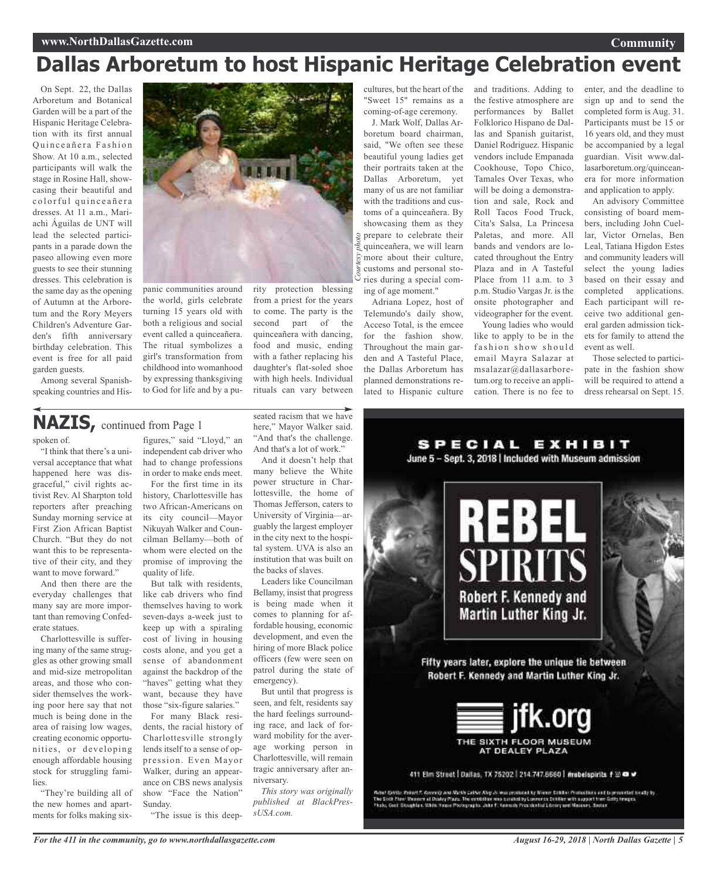# Dallas Arboretum to host Hispanic Heritage Celebration event

On Sept. 22, the Dallas Arboretum and Botanical Garden will be a part of the Hispanic Heritage Celebration with its first annual Quinceañera Fashion Show. At 10 a.m., selected participants will walk the stage in Rosine Hall, showcasing their beautiful and colorful quinceañera dresses. At 11 a.m., Mariachi Águilas de UNT will lead the selected participants in a parade down the paseo allowing even more guests to see their stunning dresses. This celebration is the same day as the opening of Autumn at the Arboretum and the Rory Meyers Children's Adventure Garden's fifth anniversary birthday celebration. This event is free for all paid garden guests.

*Courtesy photo*

Among several Spanish-speaking countries and Hispanic communities around the world, girls celebrate turning 15 years old with both a religious and social event called a quinceañera. The ritual symbolizes a girl's transformation from childhood into womanhood by expressing thanksgiving to God for life and by a purity protection blessing from a priest for the years to come. The party is the second part of the quinceañera with dancing, food and music, ending with a father replacing his daughter's flat-soled shoe with high heels. Individual rituals can vary between cultures, but the heart of the "Sweet 15" remains as a coming-of-age ceremony.

J. Mark Wolf, Dallas Arboretum board chairman, said, "We often see these beautiful young ladies get their portraits taken at the Dallas Arboretum, yet many of us are not familiar with the traditions and customs of a quinceañera. By showcasing them as they prepare to celebrate their quinceañera, we will learn more about their culture, customs and personal stories during a special coming of age moment."

Adriana Lopez, host of Telemundo's daily show, Acceso Total, is the emcee for the fashion show. Throughout the main garden and A Tasteful Place, the Dallas Arboretum has planned demonstrations related to Hispanic culture and traditions. Adding to the festive atmosphere are performances by Ballet Folklorico Hispano de Dallas and Spanish guitarist, Daniel Rodriguez. Hispanic vendors include Empanada Cookhouse, Topo Chico, Tamales Over Texas, who will be doing a demonstration and sale, Rock and Roll Tacos Food Truck, Cita's Salsa, La Princesa Paletas, and more. All bands and vendors are located throughout the Entry Plaza and in A Tasteful Place from 11 a.m. to 3 p.m. Studio Vargas Jr. is the onsite photographer and videographer for the event.

Young ladies who would like to apply to be in the fashion show should email Mayra Salazar at msalazar@dallasarboretum.org to receive an application. There is no fee to enter, and the deadline to sign up and to send the completed form is Aug. 31. Participants must be 15 or 16 years old, and they must be accompanied by a legal guardian. Visit www.dallasarboretum.org/quinceanera for more information and application to apply.

An advisory Committee consisting of board members, including John Cuellar, Victor Ornelas, Ben Leal, Tatiana Higdon Estes and community leaders will select the young ladies based on their essay and completed applications. Each participant will receive two additional general garden admission tickets for family to attend the event as well.

Those selected to participate in the fashion show will be required to attend a dress rehearsal on Sept. 15.

## NAZIS, continued from Page 1

spoken of.

"I think that there's a universal acceptance that what happened here was disgraceful," civil rights activist Rev. Al Sharpton told reporters after preaching Sunday morning service at First Zion African Baptist Church. "But they do not want this to be representative of their city, and they want to move forward."

And then there are the everyday challenges that many say are more important than removing Confederate statues.

Charlottesville is suffering many of the same struggles as other growing small and mid-size metropolitan areas, and those who consider themselves the working poor here say that not much is being done in the area of raising low wages, creating economic opportunities, or developing enough affordable housing stock for struggling families.

"They're building all of the new homes and apartments for folks making six-figures," said "Lloyd," an independent cab driver who had to change professions in order to make ends meet.

For the first time in its history, Charlottesville has two African-Americans on its city council—Mayor Nikuyah Walker and Councilman Bellamy—both of whom were elected on the promise of improving the quality of life.

But talk with residents, like cab drivers who find themselves having to work seven-days a-week just to keep up with a spiraling cost of living in housing costs alone, and you get a sense of abandonment against the backdrop of the "haves" getting what they want, because they have those "six-figure salaries."

For many Black residents, the racial history of Charlottesville strongly lends itself to a sense of oppression. Even Mayor Walker, during an appearance on CBS news analysis show "Face the Nation" Sunday.

"The issue is this deep-seated racism that we have here," Mayor Walker said. "And that's the challenge. And that's a lot of work."

And it doesn't help that many believe the White power structure in Charlottesville, the home of Thomas Jefferson, caters to University of Virginia—arguably the largest employer in the city next to the hospital system. UVA is also an institution that was built on the backs of slaves.

Leaders like Councilman Bellamy, insist that progress is being made when it comes to planning for affordable housing, economic development, and even the hiring of more Black police officers (few were seen on patrol during the state of emergency).

But until that progress is seen, and felt, residents say the hard feelings surrounding race, and lack of forward mobility for the average working person in Charlottesville, will remain tragic anniversary after anniversary.

*This story was originally published at BlackPressUSA.com.*

SPECIAL EXHIBIT

June 5 – Sept. 3, 2018 | Included with Museum admission

REBEL SPIRITS

Robert F. Kennedy and Martin Luther King Jr.

Fifty years later, explore the unique tie between Robert F. Kennedy and Martin Luther King Jr.

jfk.org

THE SIXTH FLOOR MUSEUM AT DEALEY PLAZA

411 Elm Street | Dallas, TX 75202 | 214.747.6660 | #rebelspirits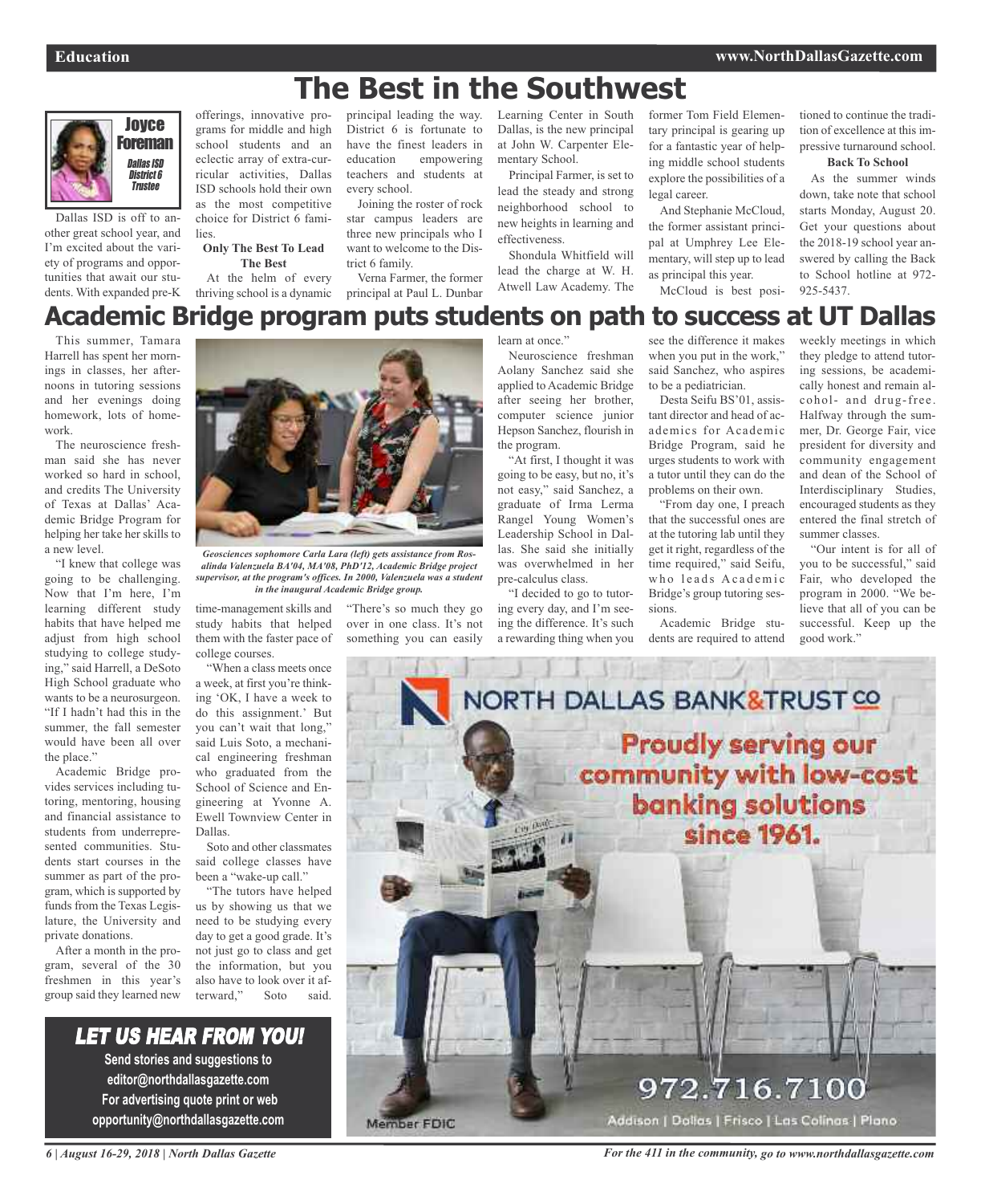# The Best in the Southwest

**Joyce Foreman**
*Dallas ISD District 6 Trustee*

Dallas ISD is off to another great school year, and I'm excited about the variety of programs and opportunities that await our students. With expanded pre-K offerings, innovative programs for middle and high school students and an eclectic array of extra-curricular activities, Dallas ISD schools hold their own as the most competitive choice for District 6 families.

**Only The Best To Lead The Best**

At the helm of every thriving school is a dynamic principal leading the way. District 6 is fortunate to have the finest leaders in education empowering teachers and students at every school.

Joining the roster of rock star campus leaders are three new principals who I want to welcome to the District 6 family.

Verna Farmer, the former principal at Paul L. Dunbar Learning Center in South Dallas, is the new principal at John W. Carpenter Elementary School.

Principal Farmer, is set to lead the steady and strong neighborhood school to new heights in learning and effectiveness.

Shondula Whitfield will lead the charge at W. H. Atwell Law Academy. The former Tom Field Elementary principal is gearing up for a fantastic year of helping middle school students explore the possibilities of a legal career.

And Stephanie McCloud, the former assistant principal at Umphrey Lee Elementary, will step up to lead as principal this year.

McCloud is best positioned to continue the tradition of excellence at this impressive turnaround school.

**Back To School**

As the summer winds down, take note that school starts Monday, August 20. Get your questions about the 2018-19 school year answered by calling the Back to School hotline at 972-925-5437.

# Academic Bridge program puts students on path to success at UT Dallas

This summer, Tamara Harrell has spent her mornings in classes, her afternoons in tutoring sessions and her evenings doing homework, lots of homework.

The neuroscience freshman said she has never worked so hard in school, and credits The University of Texas at Dallas' Academic Bridge Program for helping her take her skills to a new level.

"I knew that college was going to be challenging. Now that I'm here, I'm learning different study habits that have helped me adjust from high school studying to college studying," said Harrell, a DeSoto High School graduate who wants to be a neurosurgeon. "If I hadn't had this in the summer, the fall semester would have been all over the place."

Academic Bridge provides services including tutoring, mentoring, housing and financial assistance to students from underrepresented communities. Students start courses in the summer as part of the program, which is supported by funds from the Texas Legislature, the University and private donations.

After a month in the program, several of the 30 freshmen in this year's group said they learned new time-management skills and study habits that helped them with the faster pace of college courses.

*Geosciences sophomore Carla Lara (left) gets assistance from Rosalinda Valenzuela BA'04, MA'08, PhD'12, Academic Bridge project supervisor, at the program's offices. In 2000, Valenzuela was a student in the inaugural Academic Bridge group.*

"When a class meets once a week, at first you're thinking 'OK, I have a week to do this assignment.' But you can't wait that long," said Luis Soto, a mechanical engineering freshman who graduated from the School of Science and Engineering at Yvonne A. Ewell Townview Center in Dallas.

Soto and other classmates said college classes have been a "wake-up call."

"The tutors have helped us by showing us that we need to be studying every day to get a good grade. It's not just go to class and get the information, but you also have to look over it afterward," Soto said. "There's so much they go over in one class. It's not something you can easily learn at once."

Neuroscience freshman Aolany Sanchez said she applied to Academic Bridge after seeing her brother, computer science junior Hepson Sanchez, flourish in the program.

"At first, I thought it was going to be easy, but no, it's not easy," said Sanchez, a graduate of Irma Lerma Rangel Young Women's Leadership School in Dallas. She said she initially was overwhelmed in her pre-calculus class.

"I decided to go to tutoring every day, and I'm seeing the difference. It's such a rewarding thing when you see the difference it makes when you put in the work," said Sanchez, who aspires to be a pediatrician.

Desta Seifu BS'01, assistant director and head of academics for Academic Bridge Program, said he urges students to work with a tutor until they can do the problems on their own.

"From day one, I preach that the successful ones are at the tutoring lab until they get it right, regardless of the time required," said Seifu, who leads Academic Bridge's group tutoring sessions.

Academic Bridge students are required to attend weekly meetings in which they pledge to attend tutoring sessions, be academically honest and remain alcohol- and drug-free. Halfway through the summer, Dr. George Fair, vice president for diversity and community engagement and dean of the School of Interdisciplinary Studies, encouraged students as they entered the final stretch of summer classes.

"Our intent is for all of you to be successful," said Fair, who developed the program in 2000. "We believe that all of you can be successful. Keep up the good work."

**LET US HEAR FROM YOU!**

Send stories and suggestions to editor@northdallasgazette.com
For advertising quote print or web opportunity@northdallasgazette.com

NORTH DALLAS BANK & TRUST CO

Proudly serving our community with low-cost banking solutions since 1961.

972.716.7100

Addison | Dallas | Frisco | Las Colinas | Plano

Member FDIC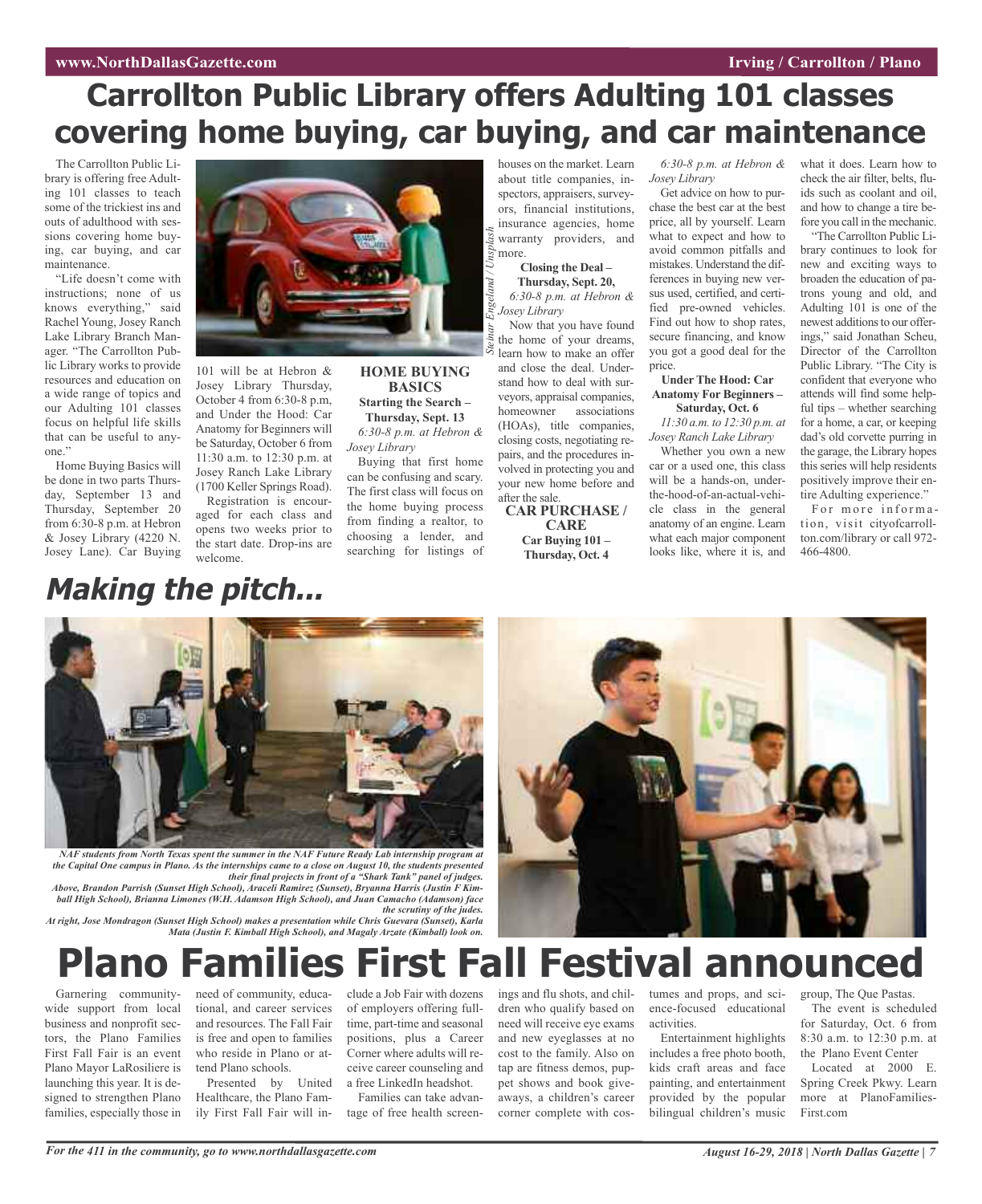# Carrollton Public Library offers Adulting 101 classes covering home buying, car buying, and car maintenance

The Carrollton Public Library is offering free Adulting 101 classes to teach some of the trickiest ins and outs of adulthood with sessions covering home buying, car buying, and car maintenance.

"Life doesn't come with instructions; none of us knows everything," said Rachel Young, Josey Ranch Lake Library Branch Manager. "The Carrollton Public Library works to provide resources and education on a wide range of topics and our Adulting 101 classes focus on helpful life skills that can be useful to anyone."

Home Buying Basics will be done in two parts Thursday, September 13 and Thursday, September 20 from 6:30-8 p.m. at Hebron & Josey Library (4220 N. Josey Lane). Car Buying 101 will be at Hebron & Josey Library Thursday, October 4 from 6:30-8 p.m, and Under the Hood: Car Anatomy for Beginners will be Saturday, October 6 from 11:30 a.m. to 12:30 p.m. at Josey Ranch Lake Library (1700 Keller Springs Road).

Registration is encouraged for each class and opens two weeks prior to the start date. Drop-ins are welcome.

Steinar Engeland / Unsplash

**HOME BUYING BASICS**

**Starting the Search – Thursday, Sept. 13**

*6:30-8 p.m. at Hebron & Josey Library*

Buying that first home can be confusing and scary. The first class will focus on the home buying process from finding a realtor, to choosing a lender, and searching for listings of houses on the market. Learn about title companies, inspectors, appraisers, surveyors, financial institutions, insurance agencies, home warranty providers, and more.

**Closing the Deal – Thursday, Sept. 20,**

*6:30-8 p.m. at Hebron & Josey Library*

Now that you have found the home of your dreams, learn how to make an offer and close the deal. Understand how to deal with surveyors, appraisal companies, homeowner associations (HOAs), title companies, closing costs, negotiating repairs, and the procedures involved in protecting you and your new home before and after the sale.

**CAR PURCHASE / CARE**

**Car Buying 101 – Thursday, Oct. 4**

*6:30-8 p.m. at Hebron & Josey Library*

Get advice on how to purchase the best car at the best price, all by yourself. Learn what to expect and how to avoid common pitfalls and mistakes. Understand the differences in buying new versus used, certified, and certified pre-owned vehicles. Find out how to shop rates, secure financing, and know you got a good deal for the price.

**Under The Hood: Car Anatomy For Beginners – Saturday, Oct. 6**

*11:30 a.m. to 12:30 p.m. at Josey Ranch Lake Library*

Whether you own a new car or a used one, this class will be a hands-on, under-the-hood-of-an-actual-vehicle class in the general anatomy of an engine. Learn what each major component looks like, where it is, and what it does. Learn how to check the air filter, belts, fluids such as coolant and oil, and how to change a tire before you call in the mechanic.

"The Carrollton Public Library continues to look for new and exciting ways to broaden the education of patrons young and old, and Adulting 101 is one of the newest additions to our offerings," said Jonathan Scheu, Director of the Carrollton Public Library. "The City is confident that everyone who attends will find some helpful tips – whether searching for a home, a car, or keeping dad's old corvette purring in the garage, the Library hopes this series will help residents positively improve their entire Adulting experience."

For more information, visit cityofcarrollton.com/library or call 972-466-4800.

## *Making the pitch...*

*NAF students from North Texas spent the summer in the NAF Future Ready Lab internship program at the Capital One campus in Plano. As the internships came to a close on August 10, the students presented their final projects in front of a "Shark Tank" panel of judges.*

*Above, Brandon Parrish (Sunset High School), Araceli Ramirez (Sunset), Bryanna Harris (Justin F Kimball High School), Brianna Limones (W.H. Adamson High School), and Juan Camacho (Adamson) face the scrutiny of the judes.*

*At right, Jose Mondragon (Sunset High School) makes a presentation while Chris Guevara (Sunset), Karla Mata (Justin F. Kimball High School), and Magaly Arzate (Kimball) look on.*

# Plano Families First Fall Festival announced

Garnering community-wide support from local business and nonprofit sectors, the Plano Families First Fall Fair is an event Plano Mayor LaRosiliere is launching this year. It is designed to strengthen Plano families, especially those in need of community, educational, and career services and resources. The Fall Fair is free and open to families who reside in Plano or attend Plano schools.

Presented by United Healthcare, the Plano Family First Fall Fair will include a Job Fair with dozens of employers offering full-time, part-time and seasonal positions, plus a Career Corner where adults will receive career counseling and a free LinkedIn headshot.

Families can take advantage of free health screenings and flu shots, and children who qualify based on need will receive eye exams and new eyeglasses at no cost to the family. Also on tap are fitness demos, puppet shows and book giveaways, a children's career corner complete with costumes and props, and science-focused educational activities.

Entertainment highlights includes a free photo booth, kids craft areas and face painting, and entertainment provided by the popular bilingual children's music group, The Que Pastas.

The event is scheduled for Saturday, Oct. 6 from 8:30 a.m. to 12:30 p.m. at the Plano Event Center

Located at 2000 E. Spring Creek Pkwy. Learn more at PlanoFamiliesFirst.com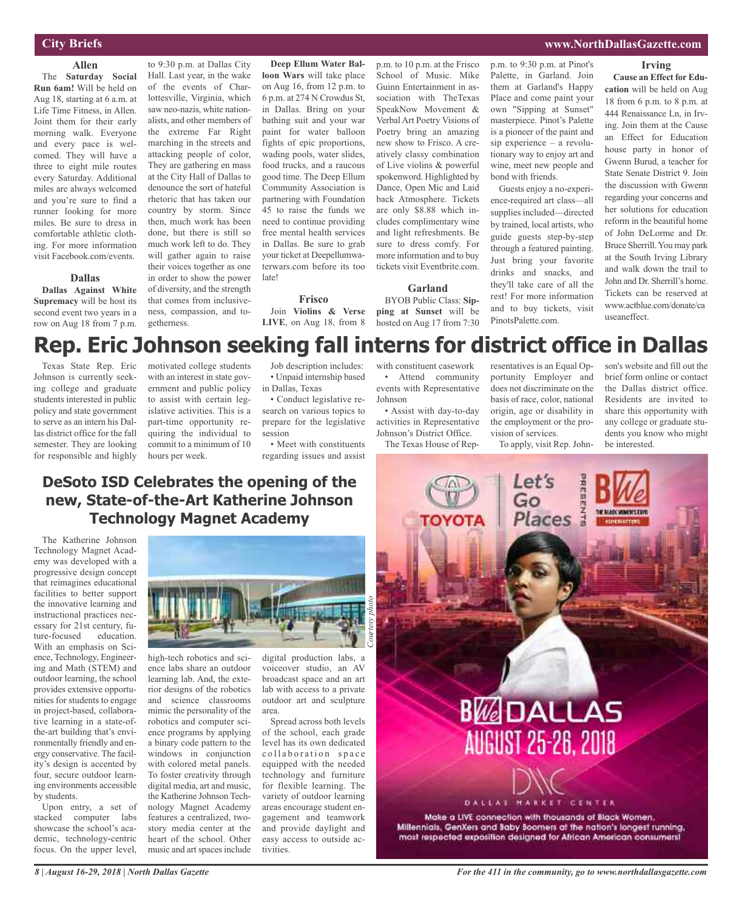## City Briefs

### Allen

The **Saturday Social Run 6am!** Will be held on Aug 18, starting at 6 a.m. at Life Time Fitness, in Allen. Joint them for their early morning walk. Everyone and every pace is welcomed. They will have a three to eight mile routes every Saturday. Additional miles are always welcomed and you're sure to find a runner looking for more miles. Be sure to dress in comfortable athletic clothing. For more information visit Facebook.com/events.

### Dallas

**Dallas Against White Supremacy** will be host its second event two years in a row on Aug 18 from 7 p.m. to 9:30 p.m. at Dallas City Hall. Last year, in the wake of the events of Charlottesville, Virginia, which saw neo-nazis, white nationalists, and other members of the extreme Far Right marching in the streets and attacking people of color, They are gathering en mass at the City Hall of Dallas to denounce the sort of hateful rhetoric that has taken our country by storm. Since then, much work has been done, but there is still so much work left to do. They will gather again to raise their voices together as one in order to show the power of diversity, and the strength that comes from inclusiveness, compassion, and togetherness.

**Deep Ellum Water Balloon Wars** will take place on Aug 16, from 12 p.m. to 6 p.m. at 274 N Crowdus St, in Dallas. Bring on your bathing suit and your war paint for water balloon fights of epic proportions, wading pools, water slides, food trucks, and a raucous good time. The Deep Ellum Community Association is partnering with Foundation 45 to raise the funds we need to continue providing free mental health services in Dallas. Be sure to grab your ticket at Deepellumwaterwars.com before its too late!

### Frisco

Join **Violins & Verse LIVE**, on Aug 18, from 8 p.m. to 10 p.m. at the Frisco School of Music. Mike Guinn Entertainment in association with TheTexas SpeakNow Movement & Verbal Art Poetry Visions of Poetry bring an amazing new show to Frisco. A creatively classy combination of Live violins & powerful spokenword. Highlighted by Dance, Open Mic and Laid back Atmosphere. Tickets are only $8.88 which includes complimentary wine and light refreshments. Be sure to dress comfy. For more information and to buy tickets visit Eventbrite.com.

### Garland

BYOB Public Class: **Sipping at Sunset** will be hosted on Aug 17 from 7:30 p.m. to 9:30 p.m. at Pinot's Palette, in Garland. Join them at Garland's Happy Place and come paint your own "Sipping at Sunset" masterpiece. Pinot's Palette is a pioneer of the paint and sip experience – a revolutionary way to enjoy art and wine, meet new people and bond with friends.

Guests enjoy a no-experience-required art class—all supplies included—directed by trained, local artists, who guide guests step-by-step through a featured painting. Just bring your favorite drinks and snacks, and they'll take care of all the rest! For more information and to buy tickets, visit PinotsPalette.com.

### Irving

**Cause an Effect for Education** will be held on Aug 18 from 6 p.m. to 8 p.m. at 444 Renaissance Ln, in Irving. Join them at the Cause an Effect for Education house party in honor of Gwenn Burud, a teacher for State Senate District 9. Join the discussion with Gwenn regarding your concerns and her solutions for education reform in the beautiful home of John DeLorme and Dr. Bruce Sherrill. You may park at the South Irving Library and walk down the trail to John and Dr. Sherrill's home. Tickets can be reserved at www.actblue.com/donate/causeaneffect.

# Rep. Eric Johnson seeking fall interns for district office in Dallas

Texas State Rep. Eric Johnson is currently seeking college and graduate students interested in public policy and state government to serve as an intern his Dallas district office for the fall semester. They are looking for responsible and highly motivated college students with an interest in state government and public policy to assist with certain legislative activities. This is a part-time opportunity requiring the individual to commit to a minimum of 10 hours per week.

Job description includes:

- Unpaid internship based in Dallas, Texas
- Conduct legislative research on various topics to prepare for the legislative session
- Meet with constituents regarding issues and assist with constituent casework
- Attend community events with Representative Johnson
- Assist with day-to-day activities in Representative Johnson's District Office.

The Texas House of Representatives is an Equal Opportunity Employer and does not discriminate on the basis of race, color, national origin, age or disability in the employment or the provision of services.

To apply, visit Rep. Johnson's website and fill out the brief form online or contact the Dallas district office. Residents are invited to share this opportunity with any college or graduate students you know who might be interested.

## DeSoto ISD Celebrates the opening of the new, State-of-the-Art Katherine Johnson Technology Magnet Academy

The Katherine Johnson Technology Magnet Academy was developed with a progressive design concept that reimagines educational facilities to better support the innovative learning and instructional practices necessary for 21st century, future-focused education. With an emphasis on Science, Technology, Engineering and Math (STEM) and outdoor learning, the school provides extensive opportunities for students to engage in project-based, collaborative learning in a state-of-the-art building that's environmentally friendly and energy conservative. The facility's design is accented by four, secure outdoor learning environments accessible by students.

*Courtesy photo*

Upon entry, a set of stacked computer labs showcase the school's academic, technology-centric focus. On the upper level, high-tech robotics and science labs share an outdoor learning lab. And, the exterior designs of the robotics and science classrooms mimic the personality of the robotics and computer science programs by applying a binary code pattern to the windows in conjunction with colored metal panels. To foster creativity through digital media, art and music, the Katherine Johnson Technology Magnet Academy features a centralized, two-story media center at the heart of the school. Other music and art spaces include digital production labs, a voiceover studio, an AV broadcast space and an art lab with access to a private outdoor art and sculpture area.

Spread across both levels of the school, each grade level has its own dedicated collaboration space equipped with the needed technology and furniture for flexible learning. The variety of outdoor learning areas encourage student engagement and teamwork and provide daylight and easy access to outside activities.

TOYOTA Let's Go Places PRESENTS BWE THE BLACK WOMEN'S EXPO #SHEMATTERS

BWE DALLAS AUGUST 25-26, 2018

DALLAS MARKET CENTER

Make a LIVE connection with thousands of Black Women, Millennials, GenXers and Baby Boomers at the nation's longest running, most respected exposition designed for African American consumers!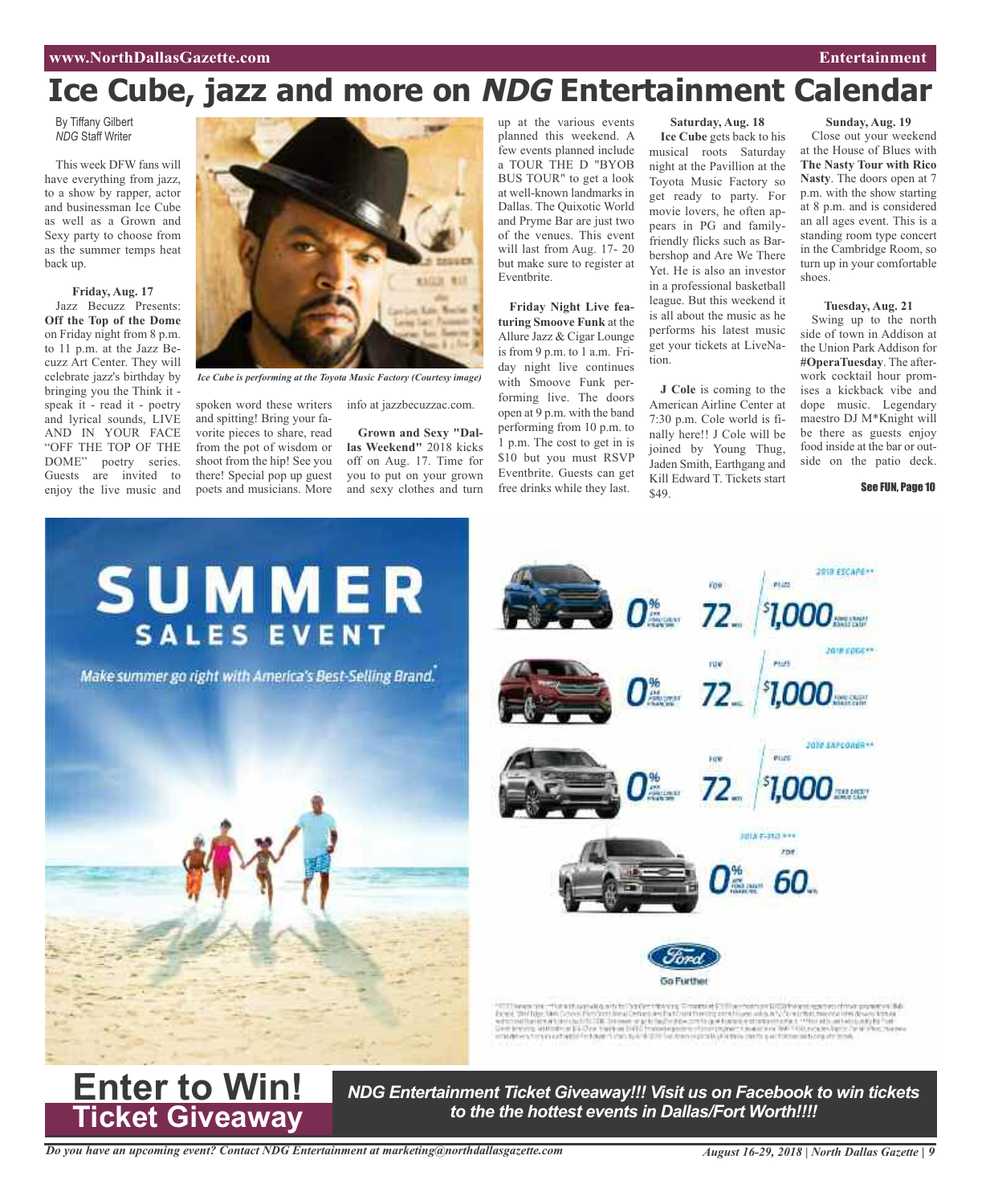# Ice Cube, jazz and more on *NDG* Entertainment Calendar

By Tiffany Gilbert
*NDG* Staff Writer

This week DFW fans will have everything from jazz, to a show by rapper, actor and businessman Ice Cube as well as a Grown and Sexy party to choose from as the summer temps heat back up.

**Friday, Aug. 17**

Jazz Becuzz Presents: **Off the Top of the Dome** on Friday night from 8 p.m. to 11 p.m. at the Jazz Becuzz Art Center. They will celebrate jazz's birthday by bringing you the Think it - speak it - read it - poetry and lyrical sounds, LIVE AND IN YOUR FACE "OFF THE TOP OF THE DOME" poetry series. Guests are invited to enjoy the live music and spoken word these writers and spitting! Bring your favorite pieces to share, read from the pot of wisdom or shoot from the hip! See you there! Special pop up guest poets and musicians. More info at jazzbecuzzac.com.

*Ice Cube is performing at the Toyota Music Factory (Courtesy image)*

**Grown and Sexy "Dallas Weekend"** 2018 kicks off on Aug. 17. Time for you to put on your grown and sexy clothes and turn up at the various events planned this weekend. A few events planned include a TOUR THE D "BYOB BUS TOUR" to get a look at well-known landmarks in Dallas. The Quixotic World and Pryme Bar are just two of the venues. This event will last from Aug. 17- 20 but make sure to register at Eventbrite.

**Friday Night Live featuring Smoove Funk** at the Allure Jazz & Cigar Lounge is from 9 p.m. to 1 a.m. Friday night live continues with Smoove Funk performing live. The doors open at 9 p.m. with the band performing from 10 p.m. to 1 p.m. The cost to get in is $10 but you must RSVP Eventbrite. Guests can get free drinks while they last.

**Saturday, Aug. 18**

**Ice Cube** gets back to his musical roots Saturday night at the Pavillion at the Toyota Music Factory so get ready to party. For movie lovers, he often appears in PG and family-friendly flicks such as Barbershop and Are We There Yet. He is also an investor in a professional basketball league. But this weekend it is all about the music as he performs his latest music get your tickets at LiveNation.

**J Cole** is coming to the American Airline Center at 7:30 p.m. Cole world is finally here!! J Cole will be joined by Young Thug, Jaden Smith, Earthgang and Kill Edward T. Tickets start $49.

**Sunday, Aug. 19**

Close out your weekend at the House of Blues with **The Nasty Tour with Rico Nasty**. The doors open at 7 p.m. with the show starting at 8 p.m. and is considered an all ages event. This is a standing room type concert in the Cambridge Room, so turn up in your comfortable shoes.

**Tuesday, Aug. 21**

Swing up to the north side of town in Addison at the Union Park Addison for **#OperaTuesday**. The afterwork cocktail hour promises a kickback vibe and dope music. Legendary maestro DJ M*Knight will be there as guests enjoy food inside at the bar or outside on the patio deck.

See FUN, Page 10

**Enter to Win! Ticket Giveaway**

***NDG Entertainment Ticket Giveaway!!! Visit us on Facebook to win tickets to the the hottest events in Dallas/Fort Worth!!!!***

*Do you have an upcoming event? Contact NDG Entertainment at marketing@northdallasgazette.com*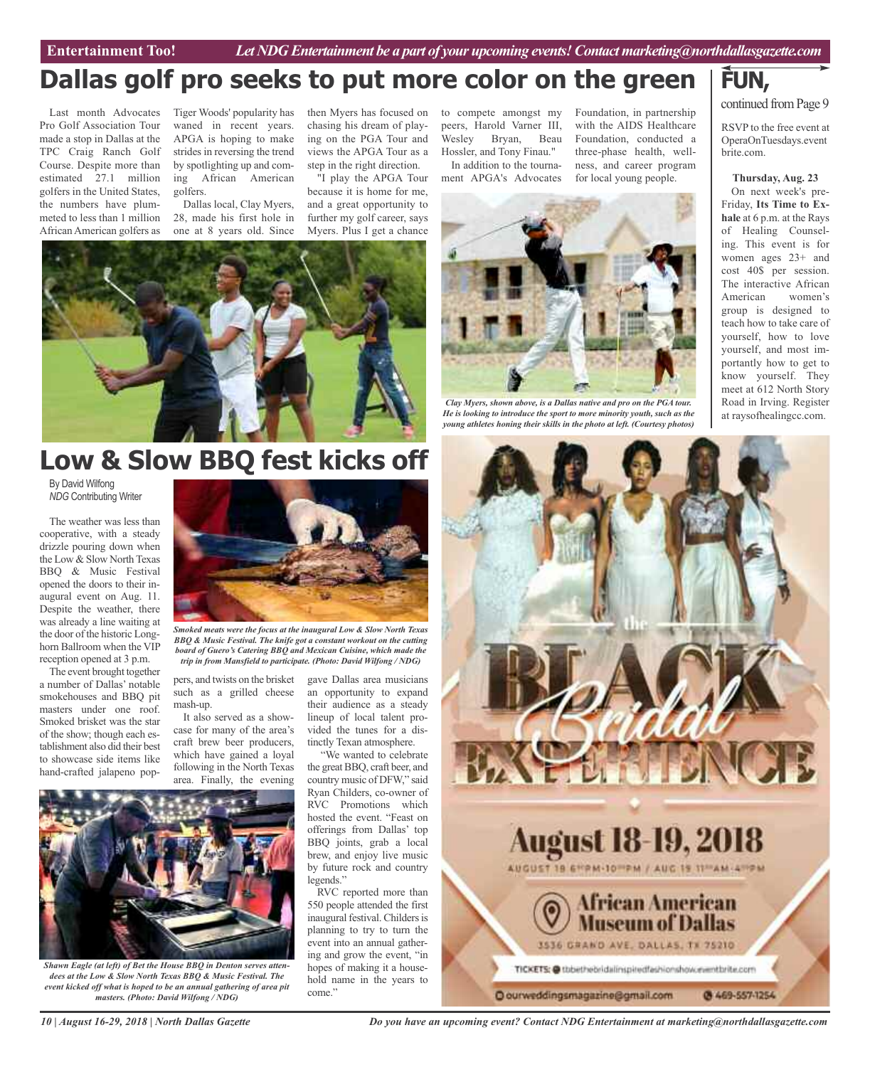# Dallas golf pro seeks to put more color on the green

Last month Advocates Pro Golf Association Tour made a stop in Dallas at the TPC Craig Ranch Golf Course. Despite more than estimated 27.1 million golfers in the United States, the numbers have plummeted to less than 1 million African American golfers as Tiger Woods' popularity has waned in recent years. APGA is hoping to make strides in reversing the trend by spotlighting up and coming African American golfers.

Dallas local, Clay Myers, 28, made his first hole in one at 8 years old. Since then Myers has focused on chasing his dream of playing on the PGA Tour and views the APGA Tour as a step in the right direction.

"I play the APGA Tour because it is home for me, and a great opportunity to further my golf career, says Myers. Plus I get a chance to compete amongst my peers, Harold Varner III, Wesley Bryan, Beau Hossler, and Tony Finau."

In addition to the tournament APGA's Advocates Foundation, in partnership with the AIDS Healthcare Foundation, conducted a three-phase health, wellness, and career program for local young people.

*Clay Myers, shown above, is a Dallas native and pro on the PGA tour. He is looking to introduce the sport to more minority youth, such as the young athletes honing their skills in the photo at left. (Courtesy photos)*

# FUN,

continued from Page 9

RSVP to the free event at OperaOnTuesdays.eventbrite.com.

**Thursday, Aug. 23**

On next week's pre-Friday, **Its Time to Exhale** at 6 p.m. at the Rays of Healing Counseling. This event is for women ages 23+ and cost 40$ per session. The interactive African American women's group is designed to teach how to take care of yourself, how to love yourself, and most importantly how to get to know yourself. They meet at 612 North Story Road in Irving. Register at raysofhealingcc.com.

# Low & Slow BBQ fest kicks off

By David Wilfong
*NDG* Contributing Writer

The weather was less than cooperative, with a steady drizzle pouring down when the Low & Slow North Texas BBQ & Music Festival opened the doors to their inaugural event on Aug. 11. Despite the weather, there was already a line waiting at the door of the historic Longhorn Ballroom when the VIP reception opened at 3 p.m.

The event brought together a number of Dallas' notable smokehouses and BBQ pit masters under one roof. Smoked brisket was the star of the show; though each establishment also did their best to showcase side items like hand-crafted jalapeno poppers, and twists on the brisket such as a grilled cheese mash-up.

It also served as a showcase for many of the area's craft brew beer producers, which have gained a loyal following in the North Texas area. Finally, the evening gave Dallas area musicians an opportunity to expand their audience as a steady lineup of local talent provided the tunes for a distinctly Texan atmosphere.

"We wanted to celebrate the great BBQ, craft beer, and country music of DFW," said Ryan Childers, co-owner of RVC Promotions which hosted the event. "Feast on offerings from Dallas' top BBQ joints, grab a local brew, and enjoy live music by future rock and country legends."

RVC reported more than 550 people attended the first inaugural festival. Childers is planning to try to turn the event into an annual gathering and grow the event, "in hopes of making it a household name in the years to come."

*Smoked meats were the focus at the inaugural Low & Slow North Texas BBQ & Music Festival. The knife got a constant workout on the cutting board of Guero's Catering BBQ and Mexican Cuisine, which made the trip in from Mansfield to participate. (Photo: David Wilfong / NDG)*

*Shawn Eagle (at left) of Bet the House BBQ in Denton serves attendees at the Low & Slow North Texas BBQ & Music Festival. The event kicked off what is hoped to be an annual gathering of area pit masters. (Photo: David Wilfong / NDG)*

the BLACK Bridal EXPERIENCE

August 18-19, 2018

AUGUST 18 6PM-10PM / AUG 19 11AM-4PM

African American Museum of Dallas

3536 GRAND AVE., DALLAS, TX 75210

TICKETS: tbbethebridalinspiredfashionshow.eventbrite.com

ourweddingsmagazine@gmail.com 469-557-1254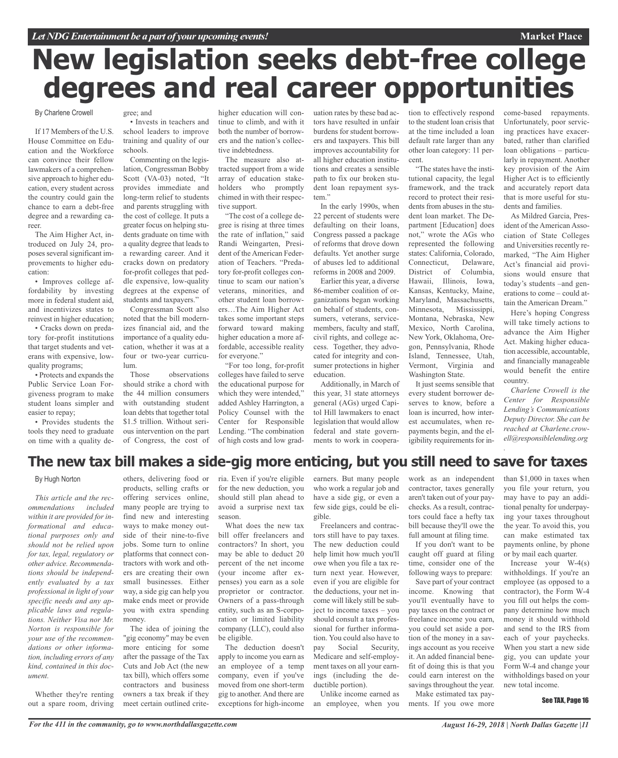# New legislation seeks debt-free college degrees and real career opportunities

By Charlene Crowell

If 17 Members of the U.S. House Committee on Education and the Workforce can convince their fellow lawmakers of a comprehensive approach to higher education, every student across the country could gain the chance to earn a debt-free degree and a rewarding career.

The Aim Higher Act, introduced on July 24, proposes several significant improvements to higher education:

- Improves college affordability by investing more in federal student aid, and incentivizes states to reinvest in higher education;
- Cracks down on predatory for-profit institutions that target students and veterans with expensive, low-quality programs;
- Protects and expands the Public Service Loan Forgiveness program to make student loans simpler and easier to repay;
- Provides students the tools they need to graduate on time with a quality degree; and
- Invests in teachers and school leaders to improve training and quality of our schools.

Commenting on the legislation, Congressman Bobby Scott (VA-03) noted, "It provides immediate and long-term relief to students and parents struggling with the cost of college. It puts a greater focus on helping students graduate on time with a quality degree that leads to a rewarding career. And it cracks down on predatory for-profit colleges that peddle expensive, low-quality degrees at the expense of students and taxpayers."

Congressman Scott also noted that the bill modernizes financial aid, and the importance of a quality education, whether it was at a four or two-year curriculum.

Those observations should strike a chord with the 44 million consumers with outstanding student loan debts that together total $1.5 trillion. Without serious intervention on the part of Congress, the cost of higher education will continue to climb, and with it both the number of borrowers and the nation's collective indebtedness.

The measure also attracted support from a wide array of education stakeholders who promptly chimed in with their respective support.

"The cost of a college degree is rising at three times the rate of inflation," said Randi Weingarten, President of the American Federation of Teachers. "Predatory for-profit colleges continue to scam our nation's veterans, minorities, and other student loan borrowers…The Aim Higher Act takes some important steps forward toward making higher education a more affordable, accessible reality for everyone."

"For too long, for-profit colleges have failed to serve the educational purpose for which they were intended," added Ashley Harrington, a Policy Counsel with the Center for Responsible Lending. "The combination of high costs and low graduation rates by these bad actors have resulted in unfair burdens for student borrowers and taxpayers. This bill improves accountability for all higher education institutions and creates a sensible path to fix our broken student loan repayment system."

In the early 1990s, when 22 percent of students were defaulting on their loans, Congress passed a package of reforms that drove down defaults. Yet another surge of abuses led to additional reforms in 2008 and 2009.

Earlier this year, a diverse 86-member coalition of organizations began working on behalf of students, consumers, veterans, servicemembers, faculty and staff, civil rights, and college access. Together, they advocated for integrity and consumer protections in higher education.

Additionally, in March of this year, 31 state attorneys general (AGs) urged Capitol Hill lawmakers to enact legislation that would allow federal and state governments to work in cooperation to effectively respond to the student loan crisis that at the time included a loan default rate larger than any other loan category: 11 percent.

"The states have the institutional capacity, the legal framework, and the track record to protect their residents from abuses in the student loan market. The Department [Education] does not," wrote the AGs who represented the following states: California, Colorado, Connecticut, Delaware, District of Columbia, Hawaii, Illinois, Iowa, Kansas, Kentucky, Maine, Maryland, Massachusetts, Minnesota, Mississippi, Montana, Nebraska, New Mexico, North Carolina, New York, Oklahoma, Oregon, Pennsylvania, Rhode Island, Tennessee, Utah, Vermont, Virginia and Washington State.

It just seems sensible that every student borrower deserves to know, before a loan is incurred, how interest accumulates, when repayments begin, and the eligibility requirements for income-based repayments. Unfortunately, poor servicing practices have exacerbated, rather than clarified loan obligations – particularly in repayment. Another key provision of the Aim Higher Act is to efficiently and accurately report data that is more useful for students and families.

As Mildred Garcia, President of the American Association of State Colleges and Universities recently remarked, "The Aim Higher Act's financial aid provisions would ensure that today's students –and generations to come – could attain the American Dream."

Here's hoping Congress will take timely actions to advance the Aim Higher Act. Making higher education accessible, accountable, and financially manageable would benefit the entire country.

*Charlene Crowell is the Center for Responsible Lending's Communications Deputy Director. She can be reached at Charlene.crowell@responsiblelending.org*

## The new tax bill makes a side-gig more enticing, but you still need to save for taxes

By Hugh Norton

*This article and the recommendations included within it are provided for informational and educational purposes only and should not be relied upon for tax, legal, regulatory or other advice. Recommendations should be independently evaluated by a tax professional in light of your specific needs and any applicable laws and regulations. Neither Visa nor Mr. Norton is responsible for your use of the recommendations or other information, including errors of any kind, contained in this document.*

Whether they're renting out a spare room, driving others, delivering food or products, selling crafts or offering services online, many people are trying to find new and interesting ways to make money outside of their nine-to-five jobs. Some turn to online platforms that connect contractors with work and others are creating their own small businesses. Either way, a side gig can help you make ends meet or provide you with extra spending money.

The idea of joining the "gig economy" may be even more enticing for some after the passage of the Tax Cuts and Job Act (the new tax bill), which offers some contractors and business owners a tax break if they meet certain outlined criteria. Even if you're eligible for the new deduction, you should still plan ahead to avoid a surprise next tax season.

What does the new tax bill offer freelancers and contractors? In short, you may be able to deduct 20 percent of the net income (your income after expenses) you earn as a sole proprietor or contractor. Owners of a pass-through entity, such as an S-corporation or limited liability company (LLC), could also be eligible.

The deduction doesn't apply to income you earn as an employee of a temp company, even if you've moved from one short-term gig to another. And there are exceptions for high-income earners. But many people who work a regular job and have a side gig, or even a few side gigs, could be eligible.

Freelancers and contractors still have to pay taxes. The new deduction could help limit how much you'll owe when you file a tax return next year. However, even if you are eligible for the deductions, your net income will likely still be subject to income taxes – you should consult a tax professional for further information. You could also have to pay Social Security, Medicare and self-employment taxes on all your earnings (including the deductible portion).

Unlike income earned as an employee, when you work as an independent contractor, taxes generally aren't taken out of your paychecks. As a result, contractors could face a hefty tax bill because they'll owe the full amount at filing time.

If you don't want to be caught off guard at filing time, consider one of the following ways to prepare:

Save part of your contract income. Knowing that you'll eventually have to pay taxes on the contract or freelance income you earn, you could set aside a portion of the money in a savings account as you receive it. An added financial benefit of doing this is that you could earn interest on the savings throughout the year.

Make estimated tax payments. If you owe more than $1,000 in taxes when you file your return, you may have to pay an additional penalty for underpaying your taxes throughout the year. To avoid this, you can make estimated tax payments online, by phone or by mail each quarter.

Increase your W-4(s) withholdings. If you're an employee (as opposed to a contractor), the Form W-4 you fill out helps the company determine how much money it should withhold and send to the IRS from each of your paychecks. When you start a new side gig, you can update your Form W-4 and change your withholdings based on your new total income.

See TAX, Page 16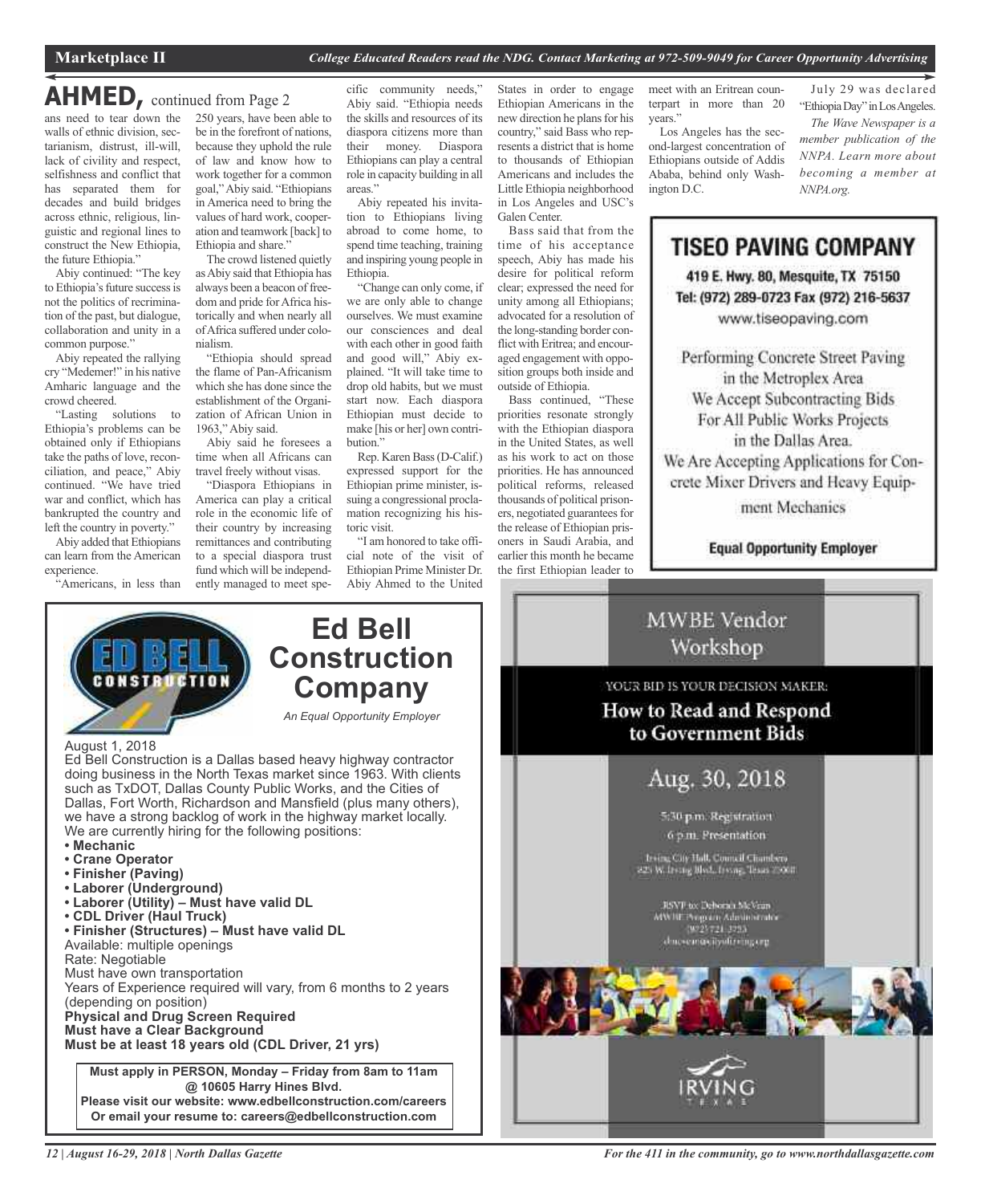## AHMED, continued from Page 2

ans need to tear down the walls of ethnic division, sectarianism, distrust, ill-will, lack of civility and respect, selfishness and conflict that has separated them for decades and build bridges across ethnic, religious, linguistic and regional lines to construct the New Ethiopia, the future Ethiopia."

Abiy continued: "The key to Ethiopia's future success is not the politics of recrimination of the past, but dialogue, collaboration and unity in a common purpose."

Abiy repeated the rallying cry "Medemer!" in his native Amharic language and the crowd cheered.

"Lasting solutions to Ethiopia's problems can be obtained only if Ethiopians take the paths of love, reconciliation, and peace," Abiy continued. "We have tried war and conflict, which has bankrupted the country and left the country in poverty."

Abiy added that Ethiopians can learn from the American experience.

"Americans, in less than 250 years, have been able to be in the forefront of nations, because they uphold the rule of law and know how to work together for a common goal," Abiy said. "Ethiopians in America need to bring the values of hard work, cooperation and teamwork [back] to Ethiopia and share."

The crowd listened quietly as Abiy said that Ethiopia has always been a beacon of freedom and pride for Africa historically and when nearly all of Africa suffered under colonialism.

"Ethiopia should spread the flame of Pan-Africanism which she has done since the establishment of the Organization of African Union in 1963," Abiy said.

Abiy said he foresees a time when all Africans can travel freely without visas.

"Diaspora Ethiopians in America can play a critical role in the economic life of their country by increasing remittances and contributing to a special diaspora trust fund which will be independently managed to meet specific community needs," Abiy said. "Ethiopia needs the skills and resources of its diaspora citizens more than their money. Diaspora Ethiopians can play a central role in capacity building in all areas."

Abiy repeated his invitation to Ethiopians living abroad to come home, to spend time teaching, training and inspiring young people in Ethiopia.

"Change can only come, if we are only able to change ourselves. We must examine our consciences and deal with each other in good faith and good will," Abiy explained. "It will take time to drop old habits, but we must start now. Each diaspora Ethiopian must decide to make [his or her] own contribution."

Rep. Karen Bass (D-Calif.) expressed support for the Ethiopian prime minister, issuing a congressional proclamation recognizing his historic visit.

"I am honored to take official note of the visit of Ethiopian Prime Minister Dr. Abiy Ahmed to the United States in order to engage Ethiopian Americans in the new direction he plans for his country," said Bass who represents a district that is home to thousands of Ethiopian Americans and includes the Little Ethiopia neighborhood in Los Angeles and USC's Galen Center.

Bass said that from the time of his acceptance speech, Abiy has made his desire for political reform clear; expressed the need for unity among all Ethiopians; advocated for a resolution of the long-standing border conflict with Eritrea; and encouraged engagement with opposition groups both inside and outside of Ethiopia.

Bass continued, "These priorities resonate strongly with the Ethiopian diaspora in the United States, as well as his work to act on those priorities. He has announced political reforms, released thousands of political prisoners, negotiated guarantees for the release of Ethiopian prisoners in Saudi Arabia, and earlier this month he became the first Ethiopian leader to meet with an Eritrean counterpart in more than 20 years."

Los Angeles has the second-largest concentration of Ethiopians outside of Addis Ababa, behind only Washington D.C.

July 29 was declared "Ethiopia Day" in Los Angeles.

*The Wave Newspaper is a member publication of the NNPA. Learn more about becoming a member at NNPA.org.*

---

## TISEO PAVING COMPANY

**419 E. Hwy. 80, Mesquite, TX 75150**
**Tel: (972) 289-0723 Fax (972) 216-5637**
www.tiseopaving.com

Performing Concrete Street Paving in the Metroplex Area
We Accept Subcontracting Bids For All Public Works Projects in the Dallas Area.
We Are Accepting Applications for Concrete Mixer Drivers and Heavy Equipment Mechanics

**Equal Opportunity Employer**

---

## Ed Bell Construction Company

*An Equal Opportunity Employer*

August 1, 2018

Ed Bell Construction is a Dallas based heavy highway contractor doing business in the North Texas market since 1963. With clients such as TxDOT, Dallas County Public Works, and the Cities of Dallas, Fort Worth, Richardson and Mansfield (plus many others), we have a strong backlog of work in the highway market locally. We are currently hiring for the following positions:

- **Mechanic**
- **Crane Operator**
- **Finisher (Paving)**
- **Laborer (Underground)**
- **Laborer (Utility) – Must have valid DL**
- **CDL Driver (Haul Truck)**
- **Finisher (Structures) – Must have valid DL**

Available: multiple openings
Rate: Negotiable
Must have own transportation
Years of Experience required will vary, from 6 months to 2 years (depending on position)
**Physical and Drug Screen Required**
**Must have a Clear Background**
**Must be at least 18 years old (CDL Driver, 21 yrs)**

**Must apply in PERSON, Monday – Friday from 8am to 11am @ 10605 Harry Hines Blvd.**
**Please visit our website: www.edbellconstruction.com/careers**
**Or email your resume to: careers@edbellconstruction.com**

---

## MWBE Vendor Workshop

YOUR BID IS YOUR DECISION MAKER:

### How to Read and Respond to Government Bids

## Aug. 30, 2018

5:30 p.m. Registration
6 p.m. Presentation

Irving City Hall, Council Chambers
825 W. Irving Blvd., Irving, Texas 75060

RSVP to: Deborah McVean
MWBE Program Administrator
(972) 721-3755
dmcvean@cityofirving.org

IRVING TEXAS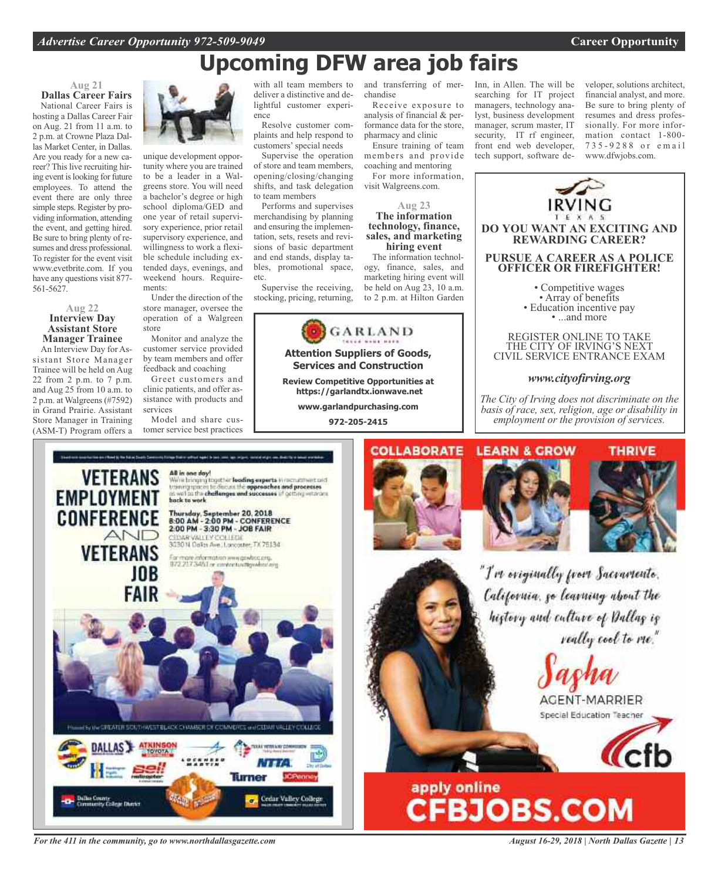# Upcoming DFW area job fairs

**Aug 21**

### Dallas Career Fairs

National Career Fairs is hosting a Dallas Career Fair on Aug. 21 from 11 a.m. to 2 p.m. at Crowne Plaza Dallas Market Center, in Dallas. Are you ready for a new career? This live recruiting hiring event is looking for future employees. To attend the event there are only three simple steps. Register by providing information, attending the event, and getting hired. Be sure to bring plenty of resumes and dress professional. To register for the event visit www.evetbrite.com. If you have any questions visit 877-561-5627.

**Aug 22**

### Interview Day Assistant Store Manager Trainee

An Interview Day for Assistant Store Manager Trainee will be held on Aug 22 from 2 p.m. to 7 p.m. and Aug 25 from 10 a.m. to 2 p.m. at Walgreens (#7592) in Grand Prairie. Assistant Store Manager in Training (ASM-T) Program offers a unique development opportunity where you are trained to be a leader in a Walgreens store. You will need a bachelor's degree or high school diploma/GED and one year of retail supervisory experience, prior retail supervisory experience, and willingness to work a flexible schedule including extended days, evenings, and weekend hours. Requirements:

Under the direction of the store manager, oversee the operation of a Walgreen store

Monitor and analyze the customer service provided by team members and offer feedback and coaching

Greet customers and clinic patients, and offer assistance with products and services

Model and share customer service best practices with all team members to deliver a distinctive and delightful customer experience

Resolve customer complaints and help respond to customers' special needs

Supervise the operation of store and team members, opening/closing/changing shifts, and task delegation to team members

Performs and supervises merchandising by planning and ensuring the implementation, sets, resets and revisions of basic department and end stands, display tables, promotional space, etc.

Supervise the receiving, stocking, pricing, returning, and transferring of merchandise

Receive exposure to analysis of financial & performance data for the store, pharmacy and clinic

Ensure training of team members and provide coaching and mentoring

For more information, visit Walgreens.com.

**Aug 23**

### The information technology, finance, sales, and marketing hiring event

The information technology, finance, sales, and marketing hiring event will be held on Aug 23, 10 a.m. to 2 p.m. at Hilton Garden Inn, in Allen. The will be searching for IT project managers, technology analyst, business development manager, scrum master, IT security, IT rf engineer, front end web developer, tech support, software developer, solutions architect, financial analyst, and more. Be sure to bring plenty of resumes and dress professionally. For more information contact 1-800-735-9288 or email www.dfwjobs.com.

---

**GARLAND**

**Attention Suppliers of Goods, Services and Construction**

**Review Competitive Opportunities at https://garlandtx.ionwave.net**

**www.garlandpurchasing.com**

**972-205-2415**

---

**IRVING TEXAS**

**DO YOU WANT AN EXCITING AND REWARDING CAREER?**

**PURSUE A CAREER AS A POLICE OFFICER OR FIREFIGHTER!**

- Competitive wages
- Array of benefits
- Education incentive pay
- ...and more

REGISTER ONLINE TO TAKE THE CITY OF IRVING'S NEXT CIVIL SERVICE ENTRANCE EXAM

***www.cityofirving.org***

*The City of Irving does not discriminate on the basis of race, sex, religion, age or disability in employment or the provision of services.*

---

**VETERANS EMPLOYMENT CONFERENCE AND VETERANS JOB FAIR**

All in one day! We're bringing together **leading experts** in recruitment and training spaces to discuss the **approaches and processes** as well as the **challenges and successes** of getting veterans **back to work**

**Thursday, September 20, 2018**
**8:00 AM - 2:00 PM - CONFERENCE**
**2:00 PM - 3:30 PM - JOB FAIR**

CEDAR VALLEY COLLEGE
3030 N Dallas Ave., Lancaster, TX 75134

For more information www.gswbcc.org, 972.217.3451 or contactus@gswbcc.org

Hosted by the GREATER SOUTHWEST BLACK CHAMBER OF COMMERCE and CEDAR VALLEY COLLEGE

---

**COLLABORATE LEARN & GROW THRIVE**

"I'm originally from Sacramento, California, so learning about the history and culture of Dallas is really cool to me."

Sasha
AGENT-MARRIER
Special Education Teacher

cfb

**apply online CFBJOBS.COM**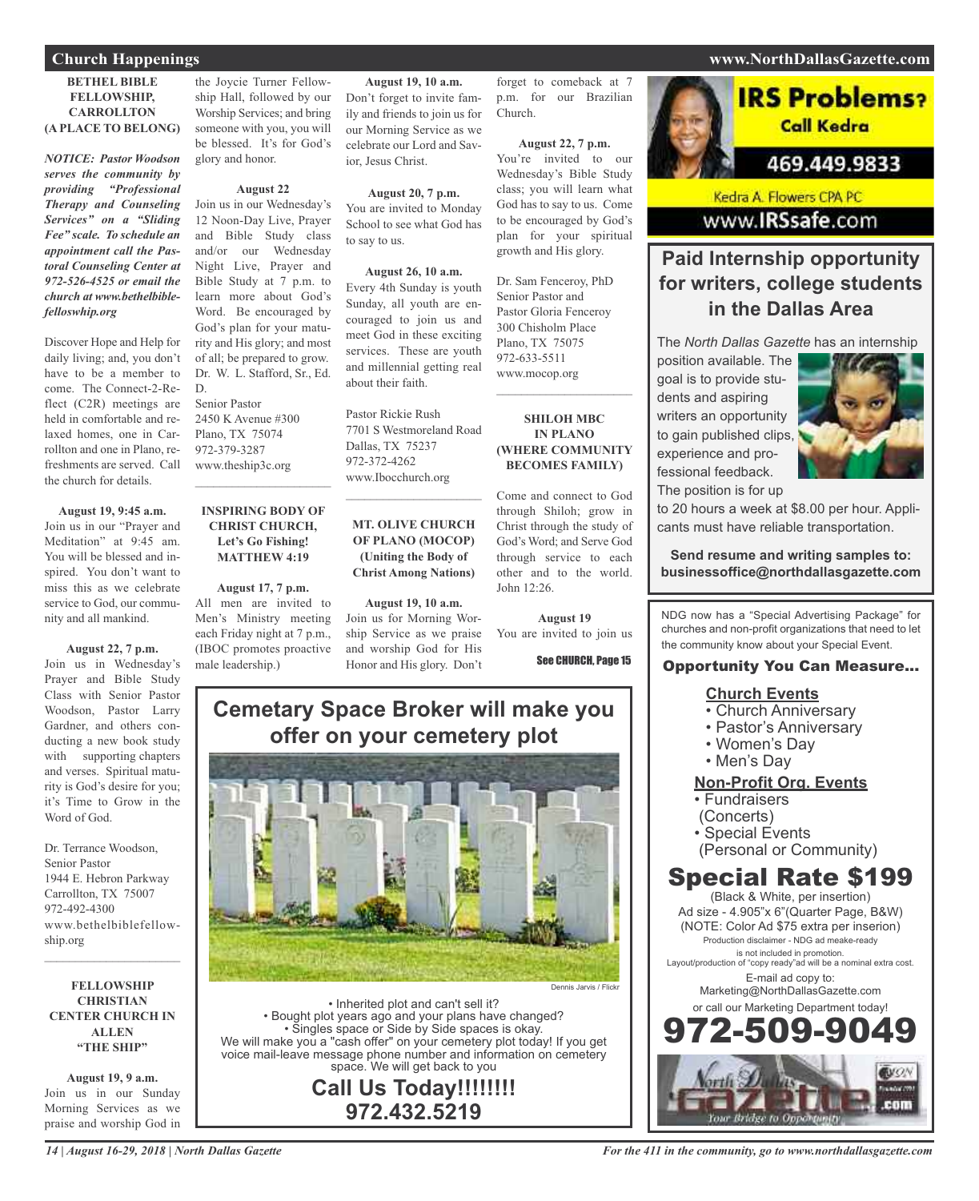# Church Happenings

### BETHEL BIBLE FELLOWSHIP, CARROLLTON (A PLACE TO BELONG)

***NOTICE: Pastor Woodson serves the community by providing "Professional Therapy and Counseling Services" on a "Sliding Fee" scale. To schedule an appointment call the Pastoral Counseling Center at 972-526-4525 or email the church at www.bethelbiblefelloswhip.org***

Discover Hope and Help for daily living; and, you don't have to be a member to come. The Connect-2-Reflect (C2R) meetings are held in comfortable and relaxed homes, one in Carrollton and one in Plano, refreshments are served. Call the church for details.

**August 19, 9:45 a.m.**
Join us in our "Prayer and Meditation" at 9:45 am. You will be blessed and inspired. You don't want to miss this as we celebrate service to God, our community and all mankind.

**August 22, 7 p.m.**
Join us in Wednesday's Prayer and Bible Study Class with Senior Pastor Woodson, Pastor Larry Gardner, and others conducting a new book study with supporting chapters and verses. Spiritual maturity is God's desire for you; it's Time to Grow in the Word of God.

Dr. Terrance Woodson,
Senior Pastor
1944 E. Hebron Parkway
Carrollton, TX 75007
972-492-4300
www.bethelbiblefellowship.org

---

### FELLOWSHIP CHRISTIAN CENTER CHURCH IN ALLEN "THE SHIP"

**August 19, 9 a.m.**
Join us in our Sunday Morning Services as we praise and worship God in the Joycie Turner Fellowship Hall, followed by our Worship Services; and bring someone with you, you will be blessed. It's for God's glory and honor.

**August 22**
Join us in our Wednesday's 12 Noon-Day Live, Prayer and Bible Study class and/or our Wednesday Night Live, Prayer and Bible Study at 7 p.m. to learn more about God's Word. Be encouraged by God's plan for your maturity and His glory; and most of all; be prepared to grow.
Dr. W. L. Stafford, Sr., Ed. D.
Senior Pastor
2450 K Avenue #300
Plano, TX 75074
972-379-3287
www.theship3c.org

---

### INSPIRING BODY OF CHRIST CHURCH, Let's Go Fishing! MATTHEW 4:19

**August 17, 7 p.m.**
All men are invited to Men's Ministry meeting each Friday night at 7 p.m., (IBOC promotes proactive male leadership.)

**August 19, 10 a.m.**
Don't forget to invite family and friends to join us for our Morning Service as we celebrate our Lord and Savior, Jesus Christ.

**August 20, 7 p.m.**
You are invited to Monday School to see what God has to say to us.

**August 26, 10 a.m.**
Every 4th Sunday is youth Sunday, all youth are encouraged to join us and meet God in these exciting services. These are youth and millennial getting real about their faith.

Pastor Rickie Rush
7701 S Westmoreland Road
Dallas, TX 75237
972-372-4262
www.Ibocchurch.org

---

### MT. OLIVE CHURCH OF PLANO (MOCOP) (Uniting the Body of Christ Among Nations)

**August 19, 10 a.m.**
Join us for Morning Worship Service as we praise and worship God for His Honor and His glory. Don't forget to comeback at 7 p.m. for our Brazilian Church.

**August 22, 7 p.m.**
You're invited to our Wednesday's Bible Study class; you will learn what God has to say to us. Come to be encouraged by God's plan for your spiritual growth and His glory.

Dr. Sam Fenceroy, PhD
Senior Pastor and
Pastor Gloria Fenceroy
300 Chisholm Place
Plano, TX 75075
972-633-5511
www.mocop.org

---

### SHILOH MBC IN PLANO (WHERE COMMUNITY BECOMES FAMILY)

Come and connect to God through Shiloh; grow in Christ through the study of God's Word; and Serve God through service to each other and to the world. John 12:26.

**August 19**
You are invited to join us

See CHURCH, Page 15

---

## Cemetary Space Broker will make you offer on your cemetery plot

Dennis Jarvis / Flickr

- Inherited plot and can't sell it?
- Bought plot years ago and your plans have changed?
- Singles space or Side by Side spaces is okay.

We will make you a "cash offer" on your cemetery plot today! If you get voice mail-leave message phone number and information on cemetery space. We will get back to you

**Call Us Today!!!!!!!!**
**972.432.5219**

---

## IRS Problems? Call Kedra

469.449.9833

Kedra A. Flowers CPA PC
www.IRSsafe.com

---

## Paid Internship opportunity for writers, college students in the Dallas Area

The *North Dallas Gazette* has an internship position available. The goal is to provide students and aspiring writers an opportunity to gain published clips, experience and professional feedback. The position is for up to 20 hours a week at $8.00 per hour. Applicants must have reliable transportation.

**Send resume and writing samples to: businessoffice@northdallasgazette.com**

---

NDG now has a "Special Advertising Package" for churches and non-profit organizations that need to let the community know about your Special Event.

**Opportunity You Can Measure...**

**Church Events**
- Church Anniversary
- Pastor's Anniversary
- Women's Day
- Men's Day

**Non-Profit Org. Events**
- Fundraisers (Concerts)
- Special Events (Personal or Community)

## Special Rate $199

(Black & White, per insertion)
Ad size - 4.905"x 6"(Quarter Page, B&W)
(NOTE: Color Ad $75 extra per inserion)
Production disclaimer - NDG ad meake-ready is not included in promotion.
Layout/production of "copy ready"ad will be a nominal extra cost.
E-mail ad copy to:
Marketing@NorthDallasGazette.com
or call our Marketing Department today!

**972-509-9049**

North Dallas Gazette .com — Your Bridge to Opportunity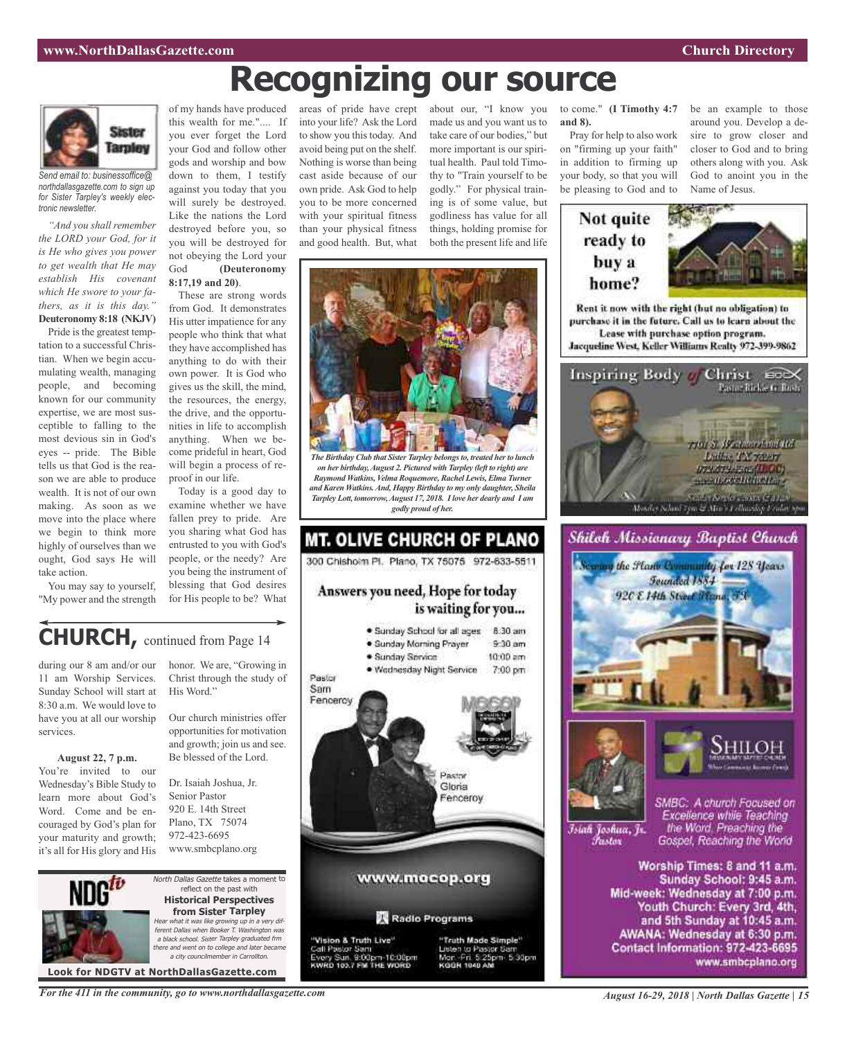# Recognizing our source

Sister Tarpley

*Send email to: businessoffice@northdallasgazette.com to sign up for Sister Tarpley's weekly electronic newsletter.*

*"And you shall remember the LORD your God, for it is He who gives you power to get wealth that He may establish His covenant which He swore to your fathers, as it is this day."* **Deuteronomy 8:18 (NKJV)**

Pride is the greatest temptation to a successful Christian. When we begin accumulating wealth, managing people, and becoming known for our community expertise, we are most susceptible to falling to the most devious sin in God's eyes -- pride. The Bible tells us that God is the reason we are able to produce wealth. It is not of our own making. As soon as we move into the place where we begin to think more highly of ourselves than we ought, God says He will take action.

You may say to yourself, "My power and the strength of my hands have produced this wealth for me.".... If you ever forget the Lord your God and follow other gods and worship and bow down to them, I testify against you today that you will surely be destroyed. Like the nations the Lord destroyed before you, so you will be destroyed for not obeying the Lord your God **(Deuteronomy 8:17,19 and 20)**.

These are strong words from God. It demonstrates His utter impatience for any people who think that what they have accomplished has anything to do with their own power. It is God who gives us the skill, the mind, the resources, the energy, the drive, and the opportunities in life to accomplish anything. When we become prideful in heart, God will begin a process of reproof in our life.

Today is a good day to examine whether we have fallen prey to pride. Are you sharing what God has entrusted to you with God's people, or the needy? Are you being the instrument of blessing that God desires for His people to be? What areas of pride have crept into your life? Ask the Lord to show you this today. And avoid being put on the shelf. Nothing is worse than being cast aside because of our own pride. Ask God to help you to be more concerned with your spiritual fitness than your physical fitness and good health. But, what about our, "I know you made us and you want us to take care of our bodies," but more important is our spiritual health. Paul told Timothy to "Train yourself to be godly." For physical training is of some value, but godliness has value for all things, holding promise for both the present life and life to come." **(I Timothy 4:7 and 8).**

Pray for help to also work on "firming up your faith" in addition to firming up your body, so that you will be pleasing to God and to be an example to those around you. Develop a desire to grow closer and closer to God and to bring others along with you. Ask God to anoint you in the Name of Jesus.

*The Birthday Club that Sister Tarpley belongs to, treated her to lunch on her birthday, August 2. Pictured with Tarpley (left to right) are Raymond Watkins, Velma Roquemore, Rachel Lewis, Elma Turner and Karen Watkins. And, Happy Birthday to my only daughter, Sheila Tarpley Lott, tomorrow, August 17, 2018. I love her dearly and I am godly proud of her.*

## CHURCH, continued from Page 14

during our 8 am and/or our 11 am Worship Services. Sunday School will start at 8:30 a.m. We would love to have you at all our worship services.

**August 22, 7 p.m.**
You're invited to our Wednesday's Bible Study to learn more about God's Word. Come and be encouraged by God's plan for your maturity and growth; it's all for His glory and His honor. We are, "Growing in Christ through the study of His Word."

Our church ministries offer opportunities for motivation and growth; join us and see. Be blessed of the Lord.

Dr. Isaiah Joshua, Jr.
Senior Pastor
920 E. 14th Street
Plano, TX 75074
972-423-6695
www.smbcplano.org

NDGtv

*North Dallas Gazette* takes a moment to reflect on the past with
**Historical Perspectives from Sister Tarpley**
*Hear what it was like growing up in a very different Dallas when Booker T. Washington was a black school. Sister Tarpley graduated frm there and went on to college and later became a city councilmember in Carrollton.*

**Look for NDGTV at NorthDallasGazette.com**

## MT. OLIVE CHURCH OF PLANO

300 Chisholm Pl. Plano, TX 75075 972-633-5511

Answers you need, Hope for today is waiting for you...

- Sunday School for all ages 8:30 am
- Sunday Morning Prayer 9:30 am
- Sunday Service 10:00 am
- Wednesday Night Service 7:00 pm

Pastor Sam Fenceroy

Pastor Gloria Fenceroy

www.mocop.org

Radio Programs

"Vision & Truth Live"
Call Pastor Sam
Every Sun. 9:00pm-10:00pm
KWRD 103.7 FM THE WORD

"Truth Made Simple"
Listen to Pastor Sam
Mon.-Fri. 5:25pm- 5:30pm
KGGR 1040 AM

**Not quite ready to buy a home?**

Rent it now with the right (but no obligation) to purchase it in the future. Call us to learn about the Lease with purchase option program.
Jacqueline West, Keller Williams Realty 972-399-9862

Inspiring Body of Christ
Pastor Rickie G. Rush
7701 S. Westmoreland Rd
Dallas, TX 75237
972-372-4262 (IBOC)
www.IBOCCHURCH.org
Sunday Service 7:30am & 11am
Monday School 7pm & Men's Fellowship Friday 7pm

## Shiloh Missionary Baptist Church

Serving the Plano Community for 128 Years
Founded 1884
920 E 14th Street Plano, TX

SHILOH
Missionary Baptist Church
Where Community Becomes Family

Isiah Joshua, Jr.
Pastor

SMBC: A church Focused on Excellence while Teaching the Word. Preaching the Gospel, Reaching the World

Worship Times: 8 and 11 a.m.
Sunday School: 9:45 a.m.
Mid-week: Wednesday at 7:00 p.m.
Youth Church: Every 3rd, 4th, and 5th Sunday at 10:45 a.m.
AWANA: Wednesday at 6:30 p.m.
Contact Information: 972-423-6695
www.smbcplano.org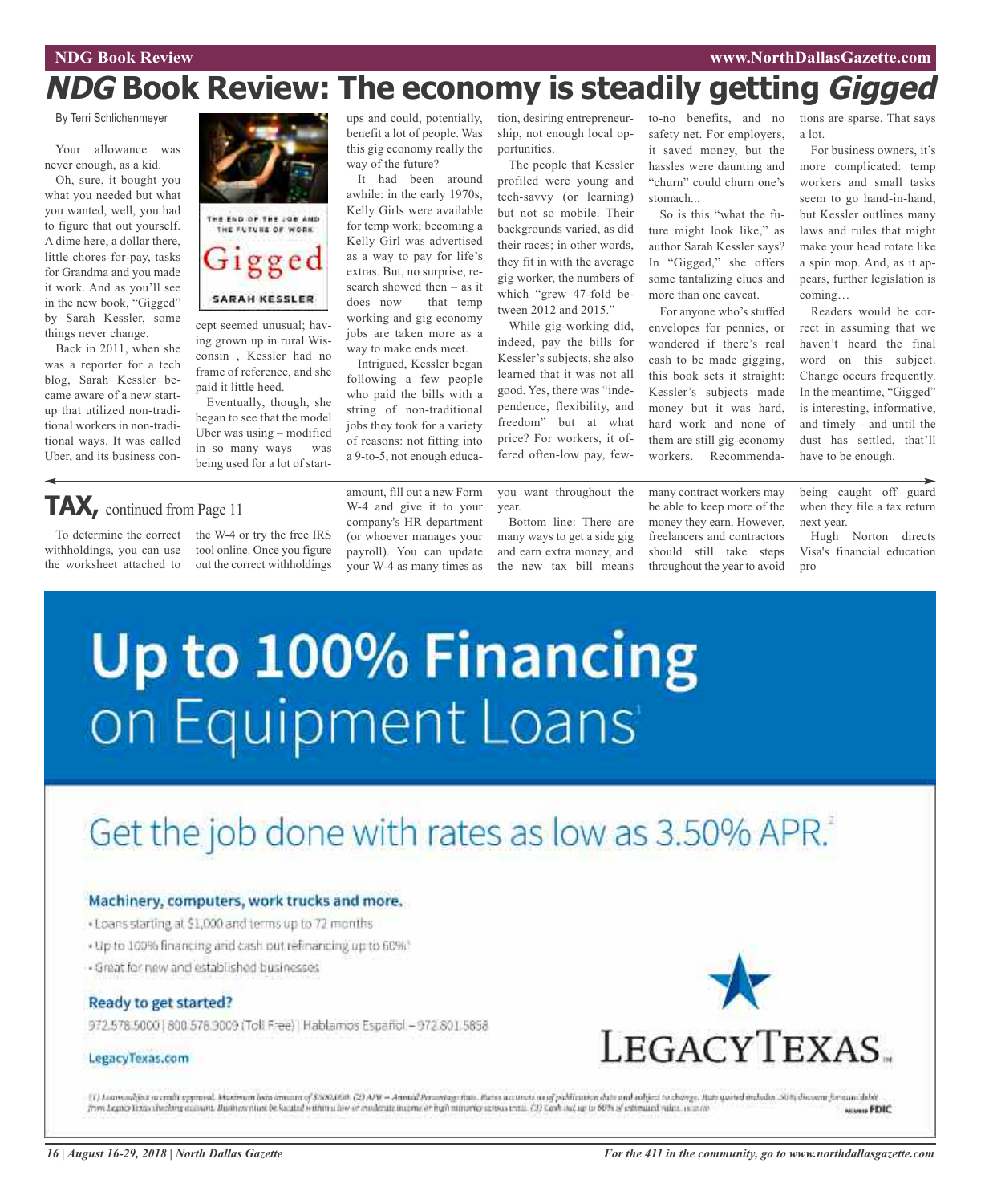# *NDG* Book Review: The economy is steadily getting *Gigged*

By Terri Schlichenmeyer

Your allowance was never enough, as a kid.

Oh, sure, it bought you what you needed but what you wanted, well, you had to figure that out yourself. A dime here, a dollar there, little chores-for-pay, tasks for Grandma and you made it work. And as you'll see in the new book, "Gigged" by Sarah Kessler, some things never change.

Back in 2011, when she was a reporter for a tech blog, Sarah Kessler became aware of a new startup that utilized non-traditional workers in non-traditional ways. It was called Uber, and its business concept seemed unusual; having grown up in rural Wisconsin , Kessler had no frame of reference, and she paid it little heed.

Eventually, though, she began to see that the model Uber was using – modified in so many ways – was being used for a lot of startups and could, potentially, benefit a lot of people. Was this gig economy really the way of the future?

It had been around awhile: in the early 1970s, Kelly Girls were available for temp work; becoming a Kelly Girl was advertised as a way to pay for life's extras. But, no surprise, research showed then – as it does now – that temp working and gig economy jobs are taken more as a way to make ends meet.

Intrigued, Kessler began following a few people who paid the bills with a string of non-traditional jobs they took for a variety of reasons: not fitting into a 9-to-5, not enough education, desiring entrepreneurship, not enough local opportunities.

The people that Kessler profiled were young and tech-savvy (or learning) but not so mobile. Their backgrounds varied, as did their races; in other words, they fit in with the average gig worker, the numbers of which "grew 47-fold between 2012 and 2015."

While gig-working did, indeed, pay the bills for Kessler's subjects, she also learned that it was not all good. Yes, there was "independence, flexibility, and freedom" but at what price? For workers, it offered often-low pay, few-to-no benefits, and no safety net. For employers, it saved money, but the hassles were daunting and "churn" could churn one's stomach...

So is this "what the future might look like," as author Sarah Kessler says? In "Gigged," she offers some tantalizing clues and more than one caveat.

For anyone who's stuffed envelopes for pennies, or wondered if there's real cash to be made gigging, this book sets it straight: Kessler's subjects made money but it was hard, hard work and none of them are still gig-economy workers. Recommendations are sparse. That says a lot.

For business owners, it's more complicated: temp workers and small tasks seem to go hand-in-hand, but Kessler outlines many laws and rules that might make your head rotate like a spin mop. And, as it appears, further legislation is coming…

Readers would be correct in assuming that we haven't heard the final word on this subject. Change occurs frequently. In the meantime, "Gigged" is interesting, informative, and timely - and until the dust has settled, that'll have to be enough.

## TAX, continued from Page 11

To determine the correct withholdings, you can use the worksheet attached to the W-4 or try the free IRS tool online. Once you figure out the correct withholdings amount, fill out a new Form W-4 and give it to your company's HR department (or whoever manages your payroll). You can update your W-4 as many times as you want throughout the year.

Bottom line: There are many ways to get a side gig and earn extra money, and the new tax bill means many contract workers may be able to keep more of the money they earn. However, freelancers and contractors should still take steps throughout the year to avoid being caught off guard when they file a tax return next year.

Hugh Norton directs Visa's financial education pro

# Up to 100% Financing on Equipment Loans[1]

## Get the job done with rates as low as 3.50% APR.[2]

**Machinery, computers, work trucks and more.**

- Loans starting at $1,000 and terms up to 72 months
- Up to 100% financing and cash out refinancing up to 60%[3]
- Great for new and established businesses

**Ready to get started?**

972.578.5000 | 800.578.9009 (Toll Free) | Hablamos Español – 972.801.5858

LegacyTexas.com

LEGACYTEXAS

(1) Loans subject to credit approval. Maximum loan amount of $500,000. (2) APR = Annual Percentage Rate. Rates accurate as of publication date and subject to change. Rate quoted includes .50% discount for auto debit from LegacyTexas checking account. Business must be located within a low or moderate income or high minority census tract. (3) Cash out up to 60% of estimated value.

Member FDIC